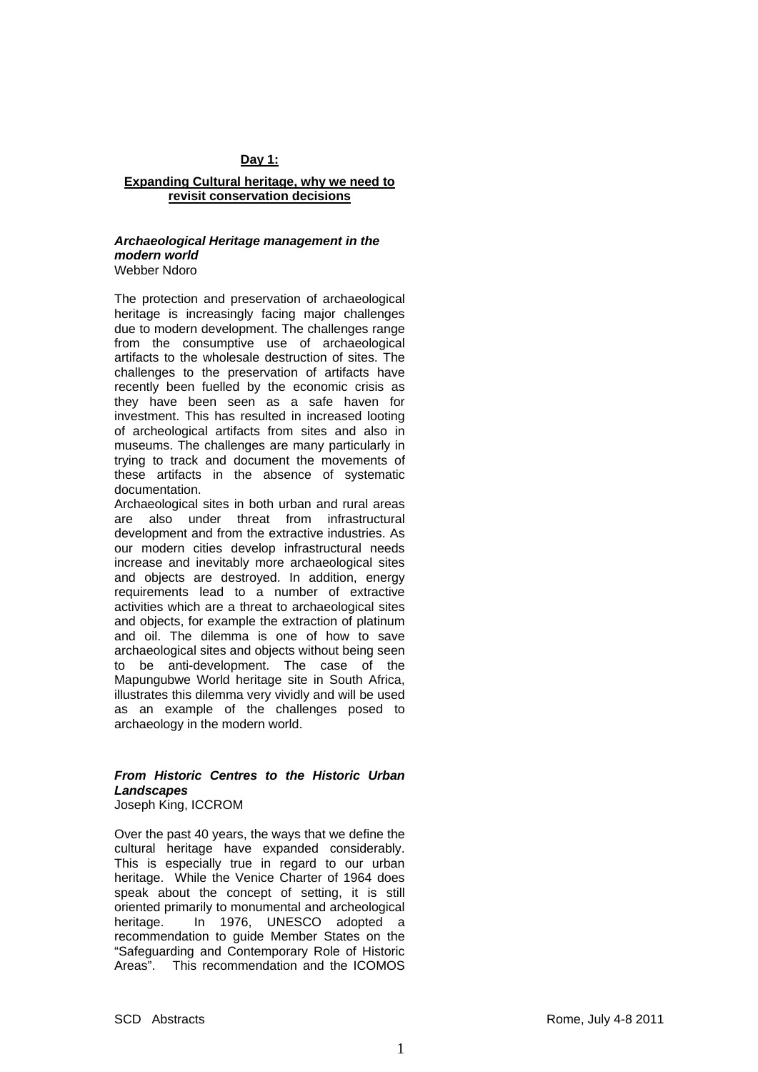## Day 1:

## Expanding Cultural heritage, why we need to revisit conservation decisions

### *Archaeological Heritage management in the modern world*

Webber Ndoro

The protection and preservation of archaeological heritage is increasingly facing major challenges due to modern development. The challenges range from the consumptive use of archaeological artifacts to the wholesale destruction of sites. The challenges to the preservation of artifacts have recently been fuelled by the economic crisis as they have been seen as a safe haven for investment. This has resulted in increased looting of archeological artifacts from sites and also in museums. The challenges are many particularly in trying to track and document the movements of these artifacts in the absence of systematic documentation.

Archaeological sites in both urban and rural areas are also under threat from infrastructural development and from the extractive industries. As our modern cities develop infrastructural needs increase and inevitably more archaeological sites and objects are destroyed. In addition, energy requirements lead to a number of extractive activities which are a threat to archaeological sites and objects, for example the extraction of platinum and oil. The dilemma is one of how to save archaeological sites and objects without being seen to be anti-development. The case of the Mapungubwe World heritage site in South Africa, illustrates this dilemma very vividly and will be used as an example of the challenges posed to archaeology in the modern world.

### *From Historic Centres to the Historic Urban Landscapes*

Joseph King, ICCROM

Over the past 40 years, the ways that we define the cultural heritage have expanded considerably. This is especially true in regard to our urban heritage. While the Venice Charter of 1964 does speak about the concept of setting, it is still oriented primarily to monumental and archeological heritage. In 1976, UNESCO adopted a recommendation to guide Member States on the "Safeguarding and Contemporary Role of Historic Areas". This recommendation and the ICOMOS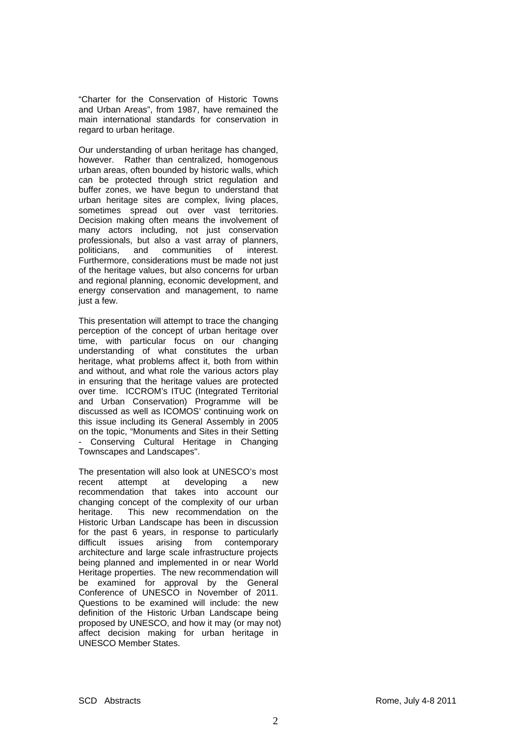"Charter for the Conservation of Historic Towns and Urban Areas", from 1987, have remained the main international standards for conservation in regard to urban heritage.

Our understanding of urban heritage has changed, however. Rather than centralized, homogenous urban areas, often bounded by historic walls, which can be protected through strict regulation and buffer zones, we have begun to understand that urban heritage sites are complex, living places, sometimes spread out over vast territories. Decision making often means the involvement of many actors including, not just conservation professionals, but also a vast array of planners, politicians, and communities of interest. Furthermore, considerations must be made not just of the heritage values, but also concerns for urban and regional planning, economic development, and energy conservation and management, to name just a few.

This presentation will attempt to trace the changing perception of the concept of urban heritage over time, with particular focus on our changing understanding of what constitutes the urban heritage, what problems affect it, both from within and without, and what role the various actors play in ensuring that the heritage values are protected over time. ICCROM's ITUC (Integrated Territorial and Urban Conservation) Programme will be discussed as well as ICOMOS' continuing work on this issue including its General Assembly in 2005 on the topic, "Monuments and Sites in their Setting - Conserving Cultural Heritage in Changing Townscapes and Landscapes".

The presentation will also look at UNESCO's most recent attempt at developing a new recommendation that takes into account our changing concept of the complexity of our urban heritage. This new recommendation on the Historic Urban Landscape has been in discussion for the past 6 years, in response to particularly difficult issues arising from contemporary architecture and large scale infrastructure projects being planned and implemented in or near World Heritage properties. The new recommendation will be examined for approval by the General Conference of UNESCO in November of 2011. Questions to be examined will include: the new definition of the Historic Urban Landscape being proposed by UNESCO, and how it may (or may not) affect decision making for urban heritage in UNESCO Member States.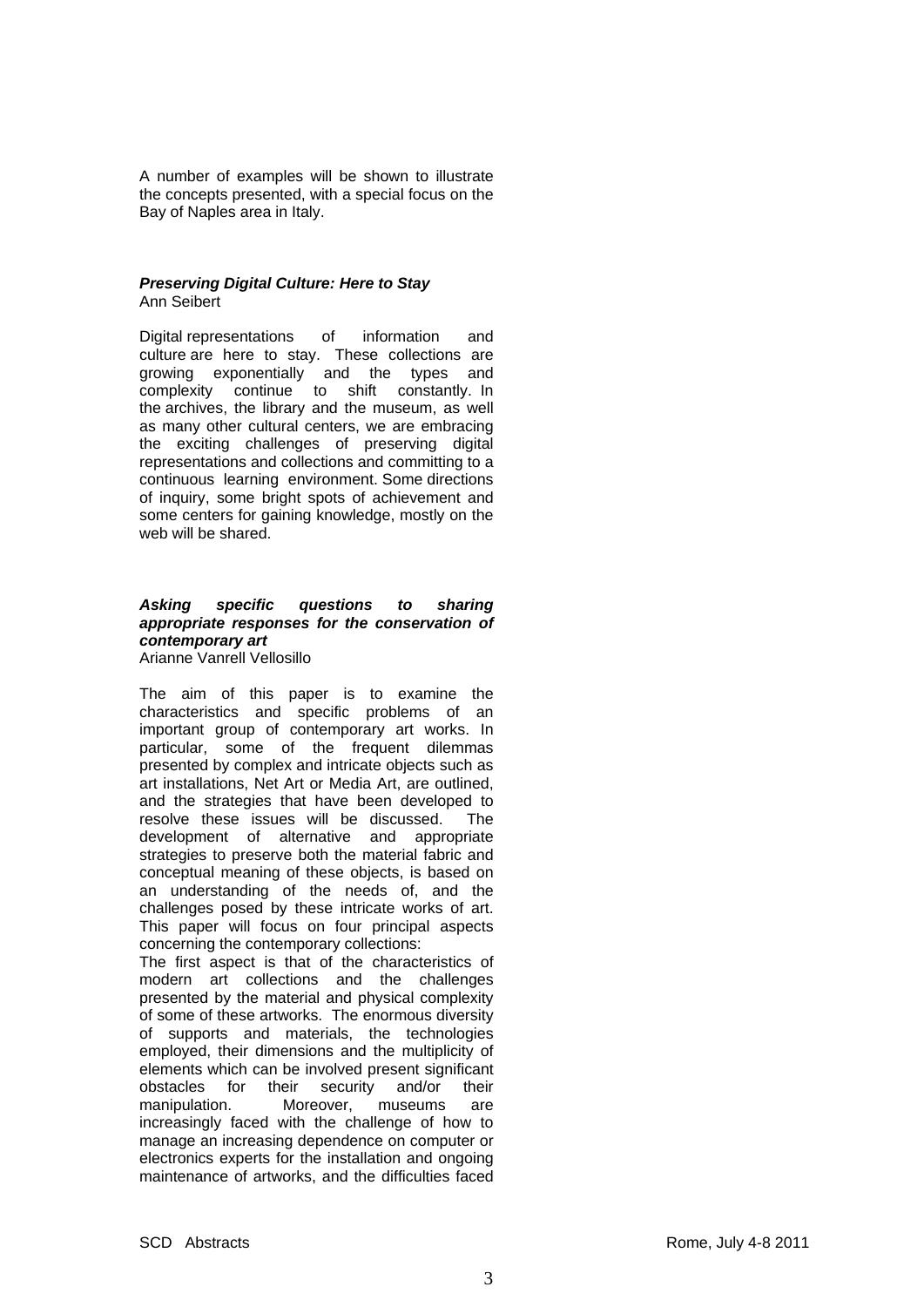A number of examples will be shown to illustrate the concepts presented, with a special focus on the Bay of Naples area in Italy.

***Preserving Digital Culture: Here to Stay***
Ann Seibert

Digital representations of information and culture are here to stay. These collections are growing exponentially and the types and complexity continue to shift constantly. In the archives, the library and the museum, as well as many other cultural centers, we are embracing the exciting challenges of preserving digital representations and collections and committing to a continuous learning environment. Some directions of inquiry, some bright spots of achievement and some centers for gaining knowledge, mostly on the web will be shared.

***Asking specific questions to sharing appropriate responses for the conservation of contemporary art***
Arianne Vanrell Vellosillo

The aim of this paper is to examine the characteristics and specific problems of an important group of contemporary art works. In particular, some of the frequent dilemmas presented by complex and intricate objects such as art installations, Net Art or Media Art, are outlined, and the strategies that have been developed to resolve these issues will be discussed. The development of alternative and appropriate strategies to preserve both the material fabric and conceptual meaning of these objects, is based on an understanding of the needs of, and the challenges posed by these intricate works of art. This paper will focus on four principal aspects concerning the contemporary collections:

The first aspect is that of the characteristics of modern art collections and the challenges presented by the material and physical complexity of some of these artworks. The enormous diversity of supports and materials, the technologies employed, their dimensions and the multiplicity of elements which can be involved present significant obstacles for their security and/or their manipulation. Moreover, museums are increasingly faced with the challenge of how to manage an increasing dependence on computer or electronics experts for the installation and ongoing maintenance of artworks, and the difficulties faced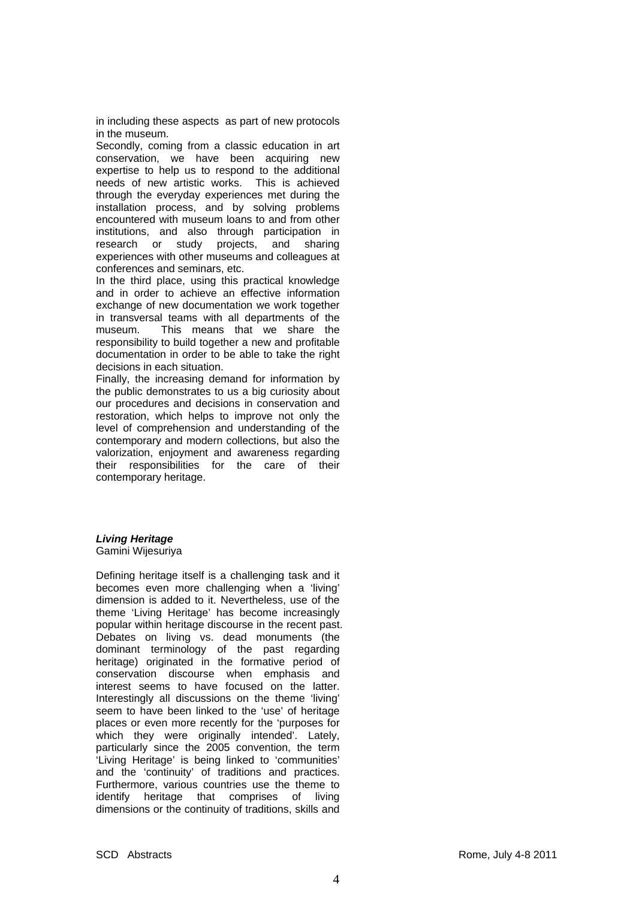in including these aspects as part of new protocols in the museum.

Secondly, coming from a classic education in art conservation, we have been acquiring new expertise to help us to respond to the additional needs of new artistic works. This is achieved through the everyday experiences met during the installation process, and by solving problems encountered with museum loans to and from other institutions, and also through participation in research or study projects, and sharing experiences with other museums and colleagues at conferences and seminars, etc.

In the third place, using this practical knowledge and in order to achieve an effective information exchange of new documentation we work together in transversal teams with all departments of the museum. This means that we share the responsibility to build together a new and profitable documentation in order to be able to take the right decisions in each situation.

Finally, the increasing demand for information by the public demonstrates to us a big curiosity about our procedures and decisions in conservation and restoration, which helps to improve not only the level of comprehension and understanding of the contemporary and modern collections, but also the valorization, enjoyment and awareness regarding their responsibilities for the care of their contemporary heritage.

***Living Heritage***

Gamini Wijesuriya

Defining heritage itself is a challenging task and it becomes even more challenging when a 'living' dimension is added to it. Nevertheless, use of the theme 'Living Heritage' has become increasingly popular within heritage discourse in the recent past. Debates on living vs. dead monuments (the dominant terminology of the past regarding heritage) originated in the formative period of conservation discourse when emphasis and interest seems to have focused on the latter. Interestingly all discussions on the theme 'living' seem to have been linked to the 'use' of heritage places or even more recently for the 'purposes for which they were originally intended'. Lately, particularly since the 2005 convention, the term 'Living Heritage' is being linked to 'communities' and the 'continuity' of traditions and practices. Furthermore, various countries use the theme to identify heritage that comprises of living dimensions or the continuity of traditions, skills and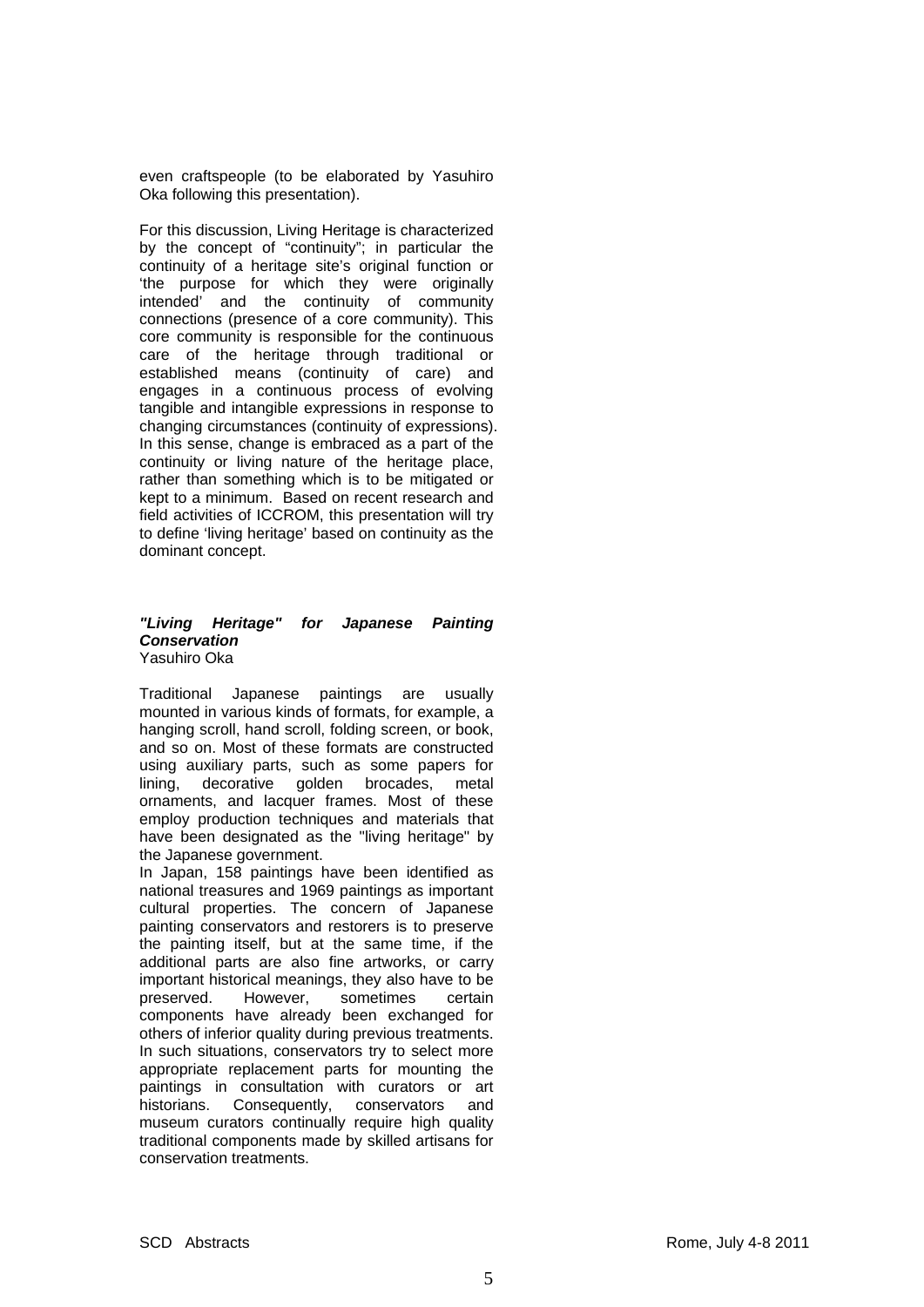even craftspeople (to be elaborated by Yasuhiro Oka following this presentation).

For this discussion, Living Heritage is characterized by the concept of "continuity"; in particular the continuity of a heritage site's original function or 'the purpose for which they were originally intended' and the continuity of community connections (presence of a core community). This core community is responsible for the continuous care of the heritage through traditional or established means (continuity of care) and engages in a continuous process of evolving tangible and intangible expressions in response to changing circumstances (continuity of expressions). In this sense, change is embraced as a part of the continuity or living nature of the heritage place, rather than something which is to be mitigated or kept to a minimum. Based on recent research and field activities of ICCROM, this presentation will try to define 'living heritage' based on continuity as the dominant concept.

### *"Living Heritage" for Japanese Painting Conservation*

Yasuhiro Oka

Traditional Japanese paintings are usually mounted in various kinds of formats, for example, a hanging scroll, hand scroll, folding screen, or book, and so on. Most of these formats are constructed using auxiliary parts, such as some papers for lining, decorative golden brocades, metal ornaments, and lacquer frames. Most of these employ production techniques and materials that have been designated as the "living heritage" by the Japanese government.

In Japan, 158 paintings have been identified as national treasures and 1969 paintings as important cultural properties. The concern of Japanese painting conservators and restorers is to preserve the painting itself, but at the same time, if the additional parts are also fine artworks, or carry important historical meanings, they also have to be preserved. However, sometimes certain components have already been exchanged for others of inferior quality during previous treatments. In such situations, conservators try to select more appropriate replacement parts for mounting the paintings in consultation with curators or art historians. Consequently, conservators and museum curators continually require high quality traditional components made by skilled artisans for conservation treatments.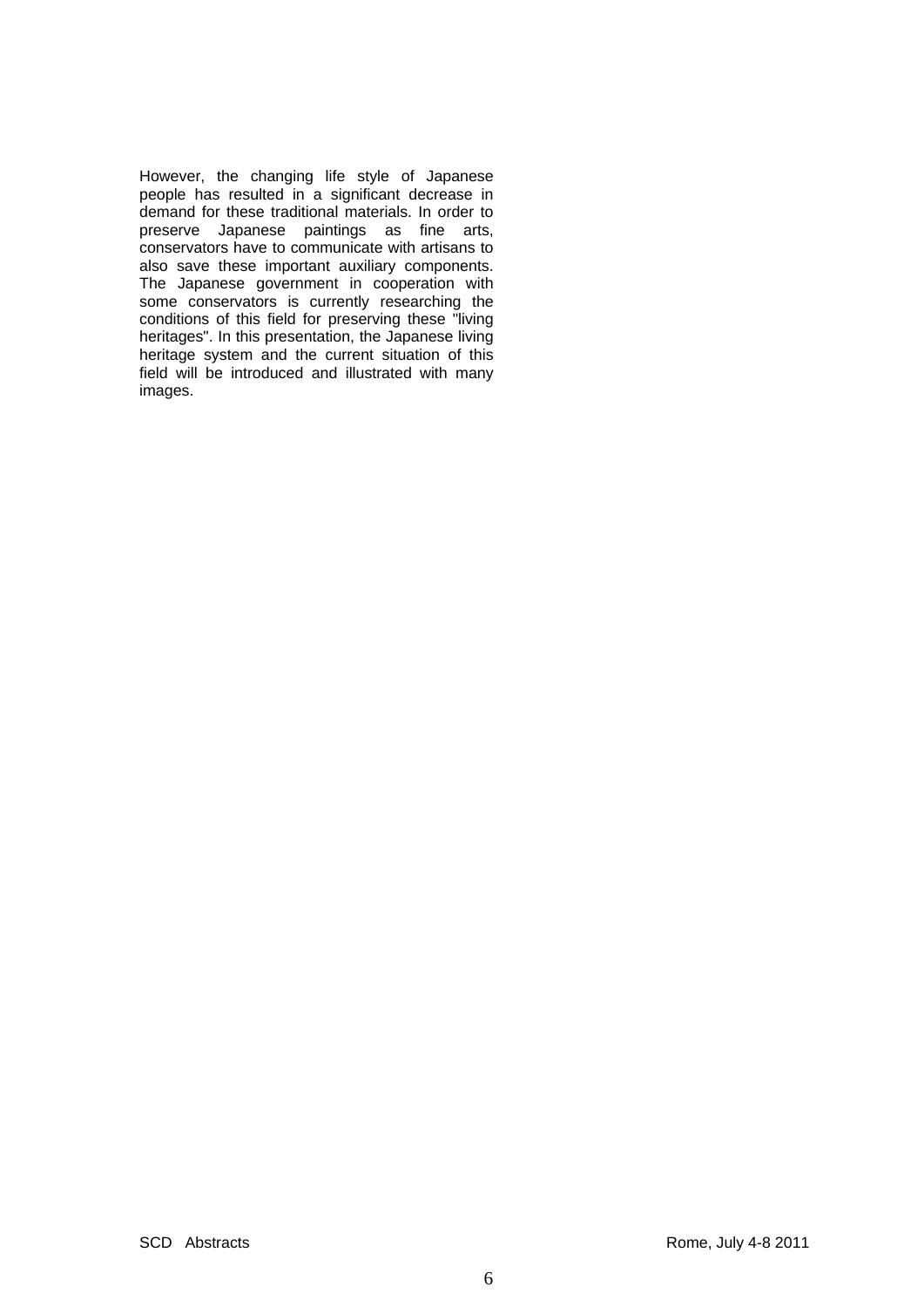However, the changing life style of Japanese people has resulted in a significant decrease in demand for these traditional materials. In order to preserve Japanese paintings as fine arts, conservators have to communicate with artisans to also save these important auxiliary components. The Japanese government in cooperation with some conservators is currently researching the conditions of this field for preserving these "living heritages". In this presentation, the Japanese living heritage system and the current situation of this field will be introduced and illustrated with many images.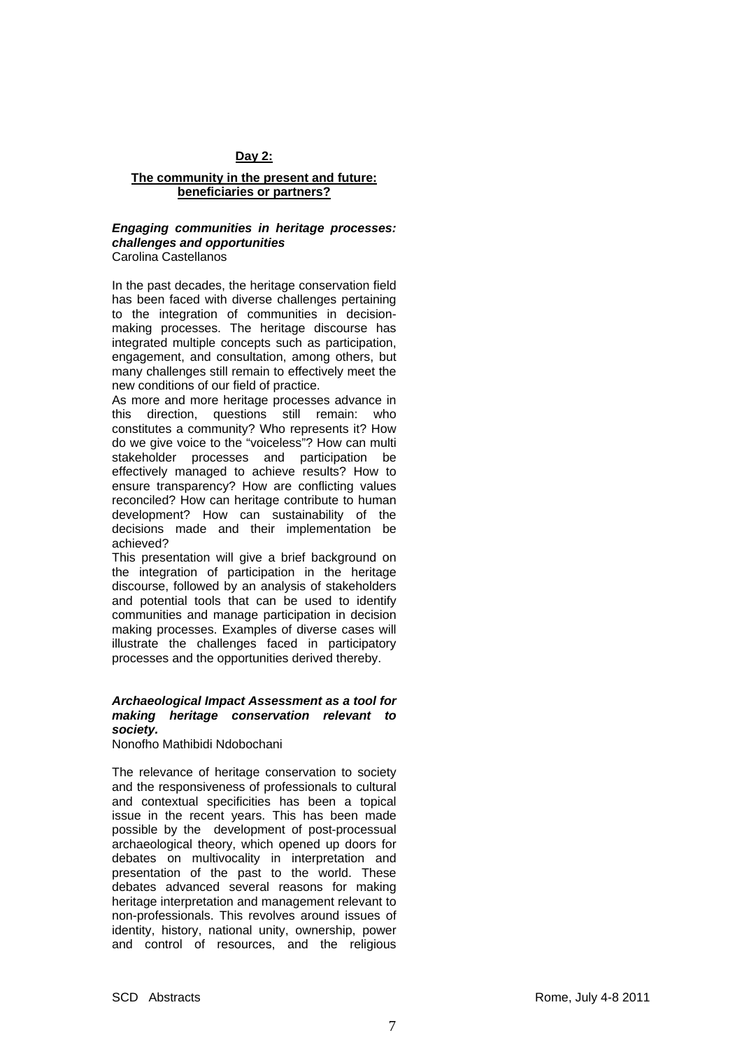## Day 2:

### The community in the present and future: beneficiaries or partners?

***Engaging communities in heritage processes: challenges and opportunities***
Carolina Castellanos

In the past decades, the heritage conservation field has been faced with diverse challenges pertaining to the integration of communities in decision-making processes. The heritage discourse has integrated multiple concepts such as participation, engagement, and consultation, among others, but many challenges still remain to effectively meet the new conditions of our field of practice.

As more and more heritage processes advance in this direction, questions still remain: who constitutes a community? Who represents it? How do we give voice to the "voiceless"? How can multi stakeholder processes and participation be effectively managed to achieve results? How to ensure transparency? How are conflicting values reconciled? How can heritage contribute to human development? How can sustainability of the decisions made and their implementation be achieved?

This presentation will give a brief background on the integration of participation in the heritage discourse, followed by an analysis of stakeholders and potential tools that can be used to identify communities and manage participation in decision making processes. Examples of diverse cases will illustrate the challenges faced in participatory processes and the opportunities derived thereby.

***Archaeological Impact Assessment as a tool for making heritage conservation relevant to society.***
Nonofho Mathibidi Ndobochani

The relevance of heritage conservation to society and the responsiveness of professionals to cultural and contextual specificities has been a topical issue in the recent years. This has been made possible by the development of post-processual archaeological theory, which opened up doors for debates on multivocality in interpretation and presentation of the past to the world. These debates advanced several reasons for making heritage interpretation and management relevant to non-professionals. This revolves around issues of identity, history, national unity, ownership, power and control of resources, and the religious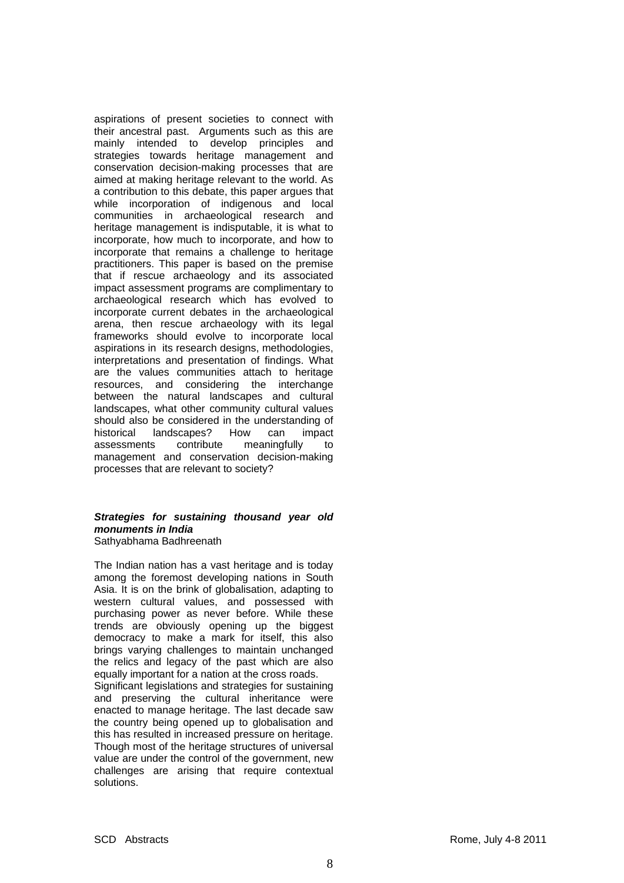aspirations of present societies to connect with their ancestral past. Arguments such as this are mainly intended to develop principles and strategies towards heritage management and conservation decision-making processes that are aimed at making heritage relevant to the world. As a contribution to this debate, this paper argues that while incorporation of indigenous and local communities in archaeological research and heritage management is indisputable, it is what to incorporate, how much to incorporate, and how to incorporate that remains a challenge to heritage practitioners. This paper is based on the premise that if rescue archaeology and its associated impact assessment programs are complimentary to archaeological research which has evolved to incorporate current debates in the archaeological arena, then rescue archaeology with its legal frameworks should evolve to incorporate local aspirations in its research designs, methodologies, interpretations and presentation of findings. What are the values communities attach to heritage resources, and considering the interchange between the natural landscapes and cultural landscapes, what other community cultural values should also be considered in the understanding of historical landscapes? How can impact assessments contribute meaningfully to management and conservation decision-making processes that are relevant to society?

***Strategies for sustaining thousand year old monuments in India***
Sathyabhama Badhreenath

The Indian nation has a vast heritage and is today among the foremost developing nations in South Asia. It is on the brink of globalisation, adapting to western cultural values, and possessed with purchasing power as never before. While these trends are obviously opening up the biggest democracy to make a mark for itself, this also brings varying challenges to maintain unchanged the relics and legacy of the past which are also equally important for a nation at the cross roads.
Significant legislations and strategies for sustaining and preserving the cultural inheritance were enacted to manage heritage. The last decade saw the country being opened up to globalisation and this has resulted in increased pressure on heritage. Though most of the heritage structures of universal value are under the control of the government, new challenges are arising that require contextual solutions.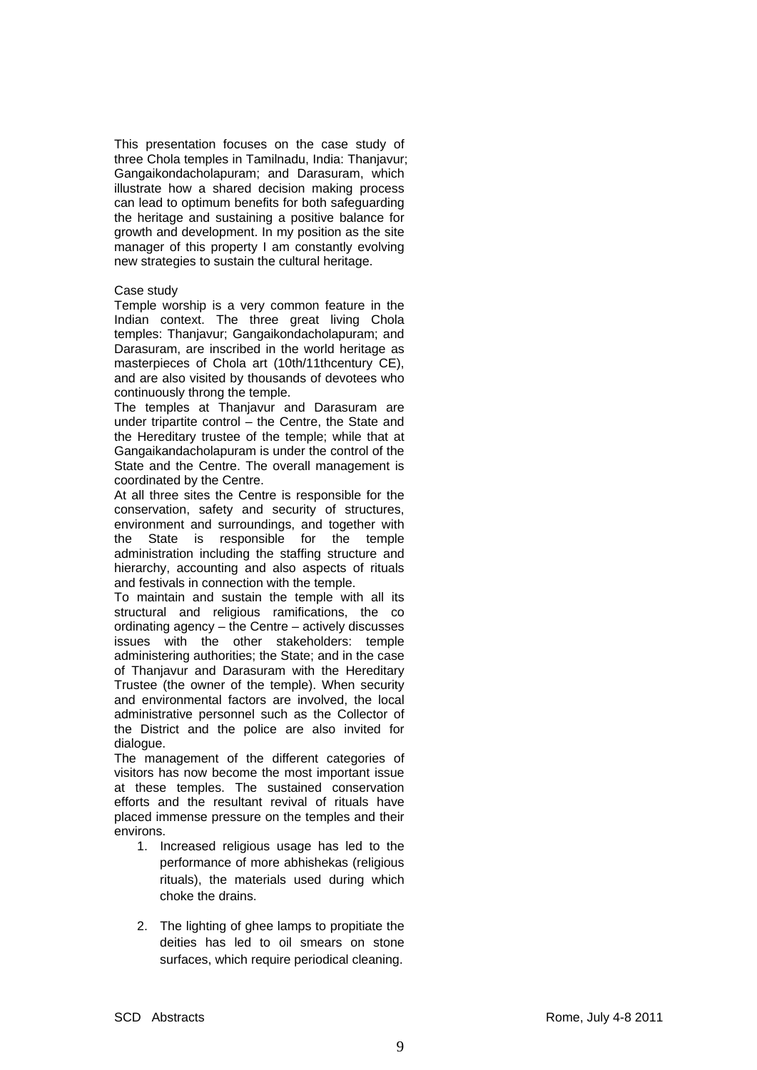This presentation focuses on the case study of three Chola temples in Tamilnadu, India: Thanjavur; Gangaikondacholapuram; and Darasuram, which illustrate how a shared decision making process can lead to optimum benefits for both safeguarding the heritage and sustaining a positive balance for growth and development. In my position as the site manager of this property I am constantly evolving new strategies to sustain the cultural heritage.

Case study

Temple worship is a very common feature in the Indian context. The three great living Chola temples: Thanjavur; Gangaikondacholapuram; and Darasuram, are inscribed in the world heritage as masterpieces of Chola art (10th/11thcentury CE), and are also visited by thousands of devotees who continuously throng the temple.

The temples at Thanjavur and Darasuram are under tripartite control – the Centre, the State and the Hereditary trustee of the temple; while that at Gangaikandacholapuram is under the control of the State and the Centre. The overall management is coordinated by the Centre.

At all three sites the Centre is responsible for the conservation, safety and security of structures, environment and surroundings, and together with the State is responsible for the temple administration including the staffing structure and hierarchy, accounting and also aspects of rituals and festivals in connection with the temple.

To maintain and sustain the temple with all its structural and religious ramifications, the co ordinating agency – the Centre – actively discusses issues with the other stakeholders: temple administering authorities; the State; and in the case of Thanjavur and Darasuram with the Hereditary Trustee (the owner of the temple). When security and environmental factors are involved, the local administrative personnel such as the Collector of the District and the police are also invited for dialogue.

The management of the different categories of visitors has now become the most important issue at these temples. The sustained conservation efforts and the resultant revival of rituals have placed immense pressure on the temples and their environs.

1. Increased religious usage has led to the performance of more abhishekas (religious rituals), the materials used during which choke the drains.

2. The lighting of ghee lamps to propitiate the deities has led to oil smears on stone surfaces, which require periodical cleaning.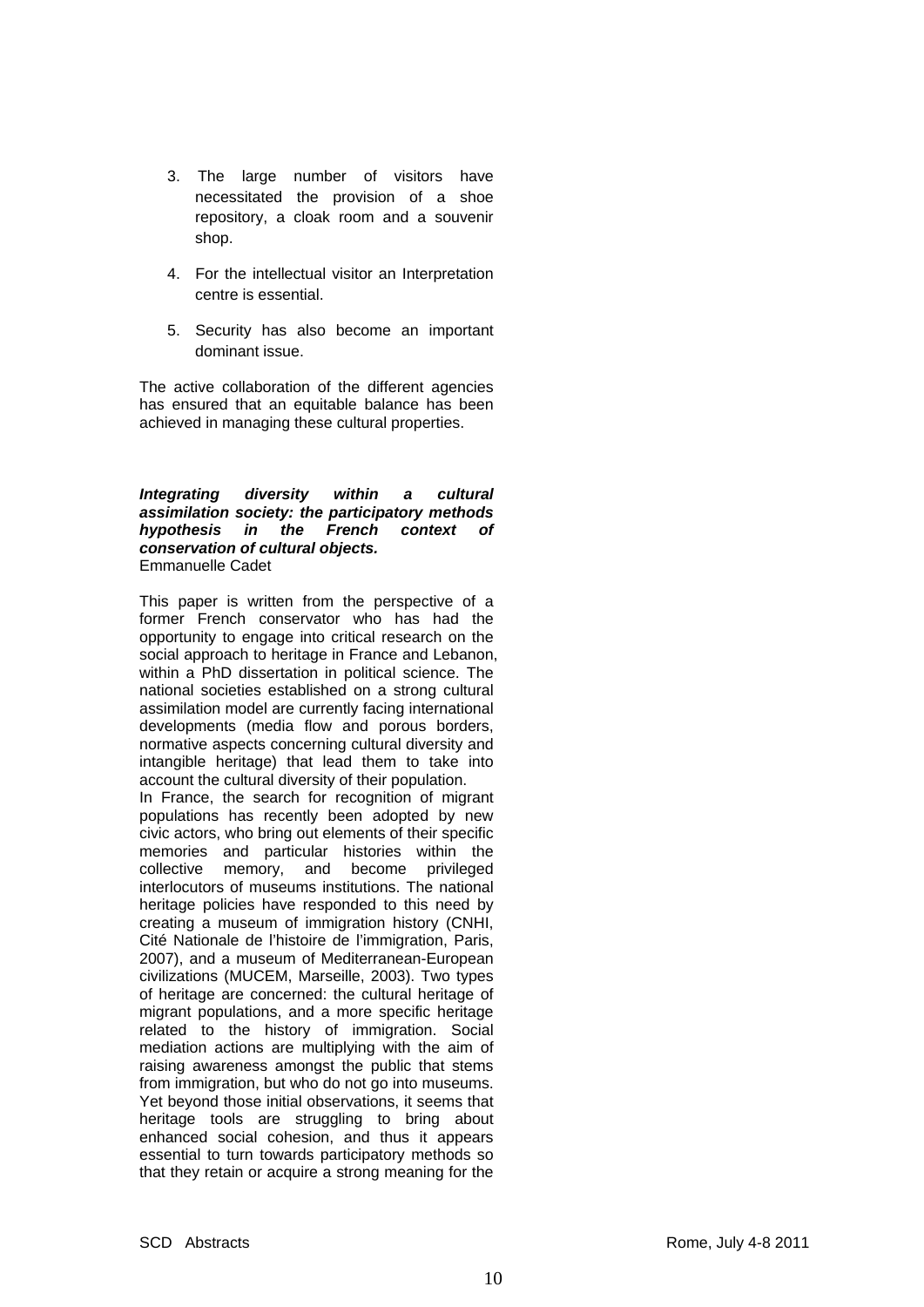3. The large number of visitors have necessitated the provision of a shoe repository, a cloak room and a souvenir shop.

4. For the intellectual visitor an Interpretation centre is essential.

5. Security has also become an important dominant issue.

The active collaboration of the different agencies has ensured that an equitable balance has been achieved in managing these cultural properties.

***Integrating diversity within a cultural assimilation society: the participatory methods hypothesis in the French context of conservation of cultural objects.***
Emmanuelle Cadet

This paper is written from the perspective of a former French conservator who has had the opportunity to engage into critical research on the social approach to heritage in France and Lebanon, within a PhD dissertation in political science. The national societies established on a strong cultural assimilation model are currently facing international developments (media flow and porous borders, normative aspects concerning cultural diversity and intangible heritage) that lead them to take into account the cultural diversity of their population.
In France, the search for recognition of migrant populations has recently been adopted by new civic actors, who bring out elements of their specific memories and particular histories within the collective memory, and become privileged interlocutors of museums institutions. The national heritage policies have responded to this need by creating a museum of immigration history (CNHI, Cité Nationale de l'histoire de l'immigration, Paris, 2007), and a museum of Mediterranean-European civilizations (MUCEM, Marseille, 2003). Two types of heritage are concerned: the cultural heritage of migrant populations, and a more specific heritage related to the history of immigration. Social mediation actions are multiplying with the aim of raising awareness amongst the public that stems from immigration, but who do not go into museums. Yet beyond those initial observations, it seems that heritage tools are struggling to bring about enhanced social cohesion, and thus it appears essential to turn towards participatory methods so that they retain or acquire a strong meaning for the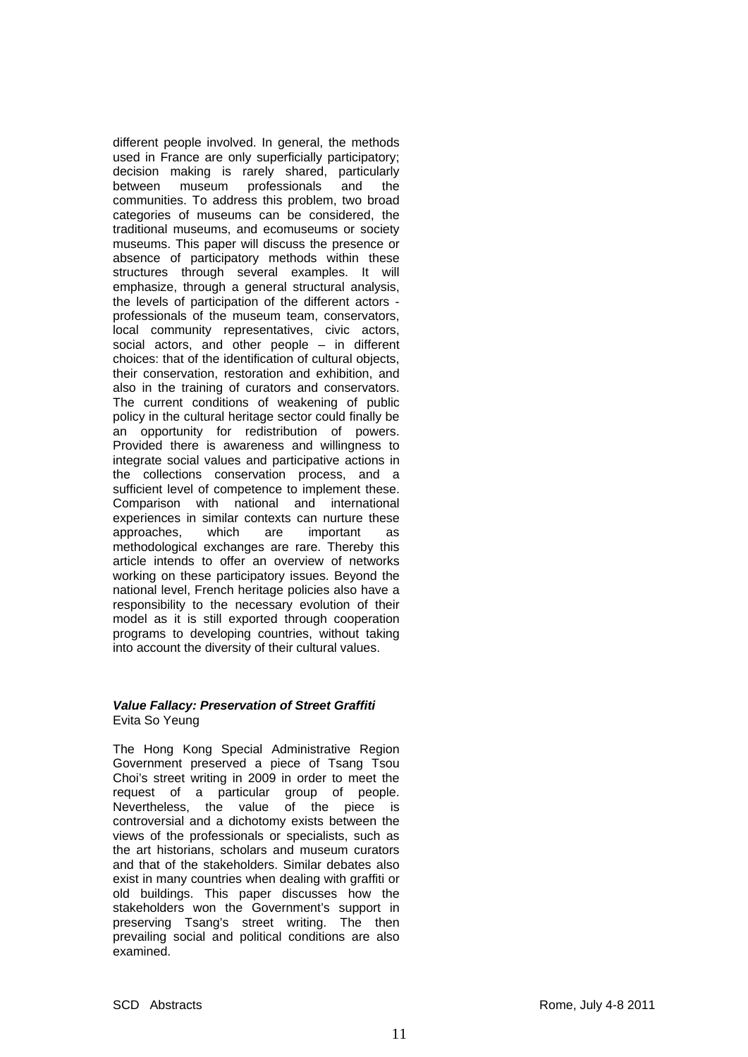different people involved. In general, the methods used in France are only superficially participatory; decision making is rarely shared, particularly between museum professionals and the communities. To address this problem, two broad categories of museums can be considered, the traditional museums, and ecomuseums or society museums. This paper will discuss the presence or absence of participatory methods within these structures through several examples. It will emphasize, through a general structural analysis, the levels of participation of the different actors - professionals of the museum team, conservators, local community representatives, civic actors, social actors, and other people – in different choices: that of the identification of cultural objects, their conservation, restoration and exhibition, and also in the training of curators and conservators. The current conditions of weakening of public policy in the cultural heritage sector could finally be an opportunity for redistribution of powers. Provided there is awareness and willingness to integrate social values and participative actions in the collections conservation process, and a sufficient level of competence to implement these. Comparison with national and international experiences in similar contexts can nurture these approaches, which are important as methodological exchanges are rare. Thereby this article intends to offer an overview of networks working on these participatory issues. Beyond the national level, French heritage policies also have a responsibility to the necessary evolution of their model as it is still exported through cooperation programs to developing countries, without taking into account the diversity of their cultural values.

***Value Fallacy: Preservation of Street Graffiti***
Evita So Yeung

The Hong Kong Special Administrative Region Government preserved a piece of Tsang Tsou Choi's street writing in 2009 in order to meet the request of a particular group of people. Nevertheless, the value of the piece is controversial and a dichotomy exists between the views of the professionals or specialists, such as the art historians, scholars and museum curators and that of the stakeholders. Similar debates also exist in many countries when dealing with graffiti or old buildings. This paper discusses how the stakeholders won the Government's support in preserving Tsang's street writing. The then prevailing social and political conditions are also examined.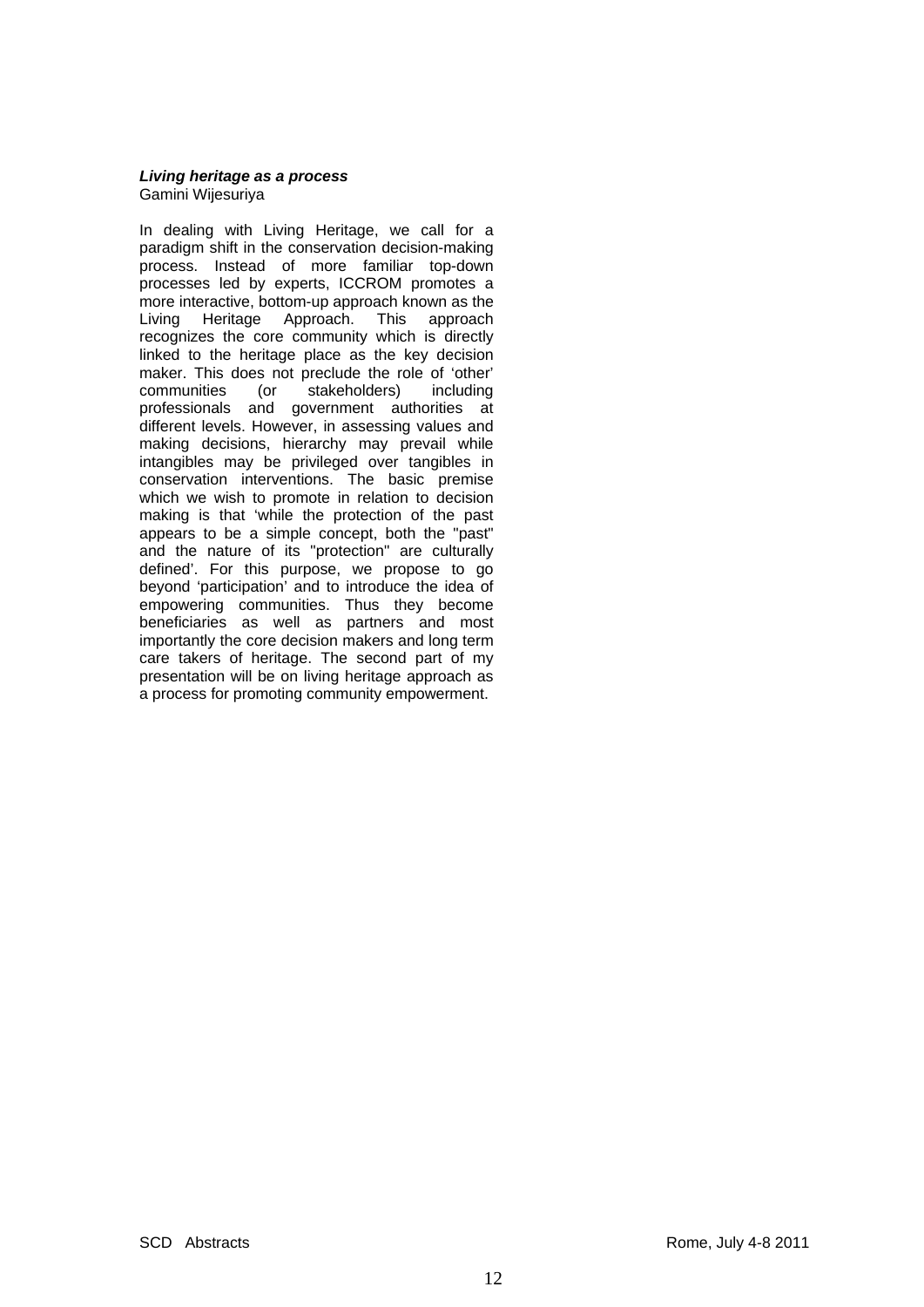***Living heritage as a process***

Gamini Wijesuriya

In dealing with Living Heritage, we call for a paradigm shift in the conservation decision-making process. Instead of more familiar top-down processes led by experts, ICCROM promotes a more interactive, bottom-up approach known as the Living Heritage Approach. This approach recognizes the core community which is directly linked to the heritage place as the key decision maker. This does not preclude the role of 'other' communities (or stakeholders) including professionals and government authorities at different levels. However, in assessing values and making decisions, hierarchy may prevail while intangibles may be privileged over tangibles in conservation interventions. The basic premise which we wish to promote in relation to decision making is that 'while the protection of the past appears to be a simple concept, both the "past" and the nature of its "protection" are culturally defined'. For this purpose, we propose to go beyond 'participation' and to introduce the idea of empowering communities. Thus they become beneficiaries as well as partners and most importantly the core decision makers and long term care takers of heritage. The second part of my presentation will be on living heritage approach as a process for promoting community empowerment.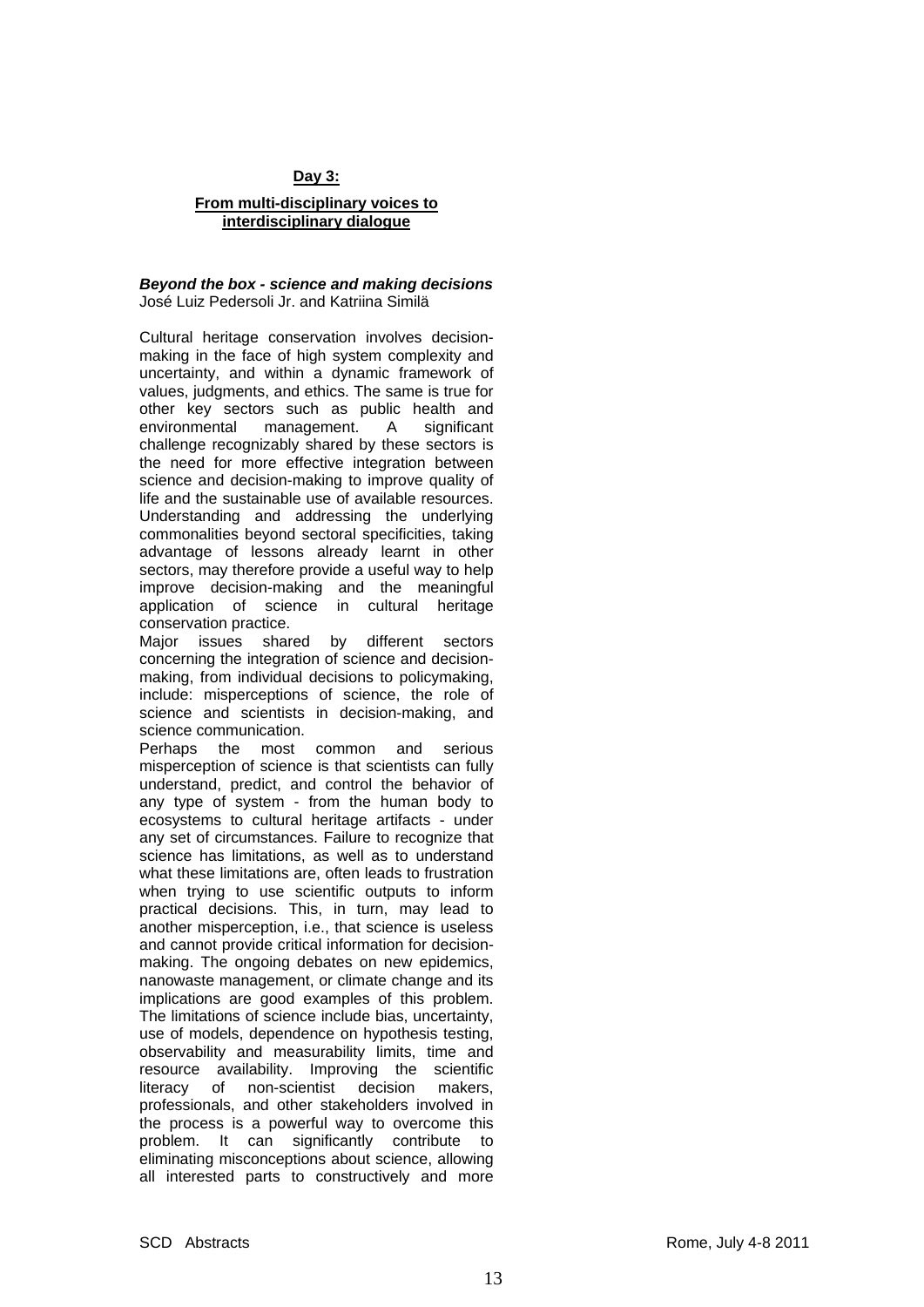## Day 3:

### From multi-disciplinary voices to interdisciplinary dialogue

***Beyond the box - science and making decisions***
José Luiz Pedersoli Jr. and Katriina Similä

Cultural heritage conservation involves decision-making in the face of high system complexity and uncertainty, and within a dynamic framework of values, judgments, and ethics. The same is true for other key sectors such as public health and environmental management. A significant challenge recognizably shared by these sectors is the need for more effective integration between science and decision-making to improve quality of life and the sustainable use of available resources. Understanding and addressing the underlying commonalities beyond sectoral specificities, taking advantage of lessons already learnt in other sectors, may therefore provide a useful way to help improve decision-making and the meaningful application of science in cultural heritage conservation practice.

Major issues shared by different sectors concerning the integration of science and decision-making, from individual decisions to policymaking, include: misperceptions of science, the role of science and scientists in decision-making, and science communication.

Perhaps the most common and serious misperception of science is that scientists can fully understand, predict, and control the behavior of any type of system - from the human body to ecosystems to cultural heritage artifacts - under any set of circumstances. Failure to recognize that science has limitations, as well as to understand what these limitations are, often leads to frustration when trying to use scientific outputs to inform practical decisions. This, in turn, may lead to another misperception, i.e., that science is useless and cannot provide critical information for decision-making. The ongoing debates on new epidemics, nanowaste management, or climate change and its implications are good examples of this problem. The limitations of science include bias, uncertainty, use of models, dependence on hypothesis testing, observability and measurability limits, time and resource availability. Improving the scientific literacy of non-scientist decision makers, professionals, and other stakeholders involved in the process is a powerful way to overcome this problem. It can significantly contribute to eliminating misconceptions about science, allowing all interested parts to constructively and more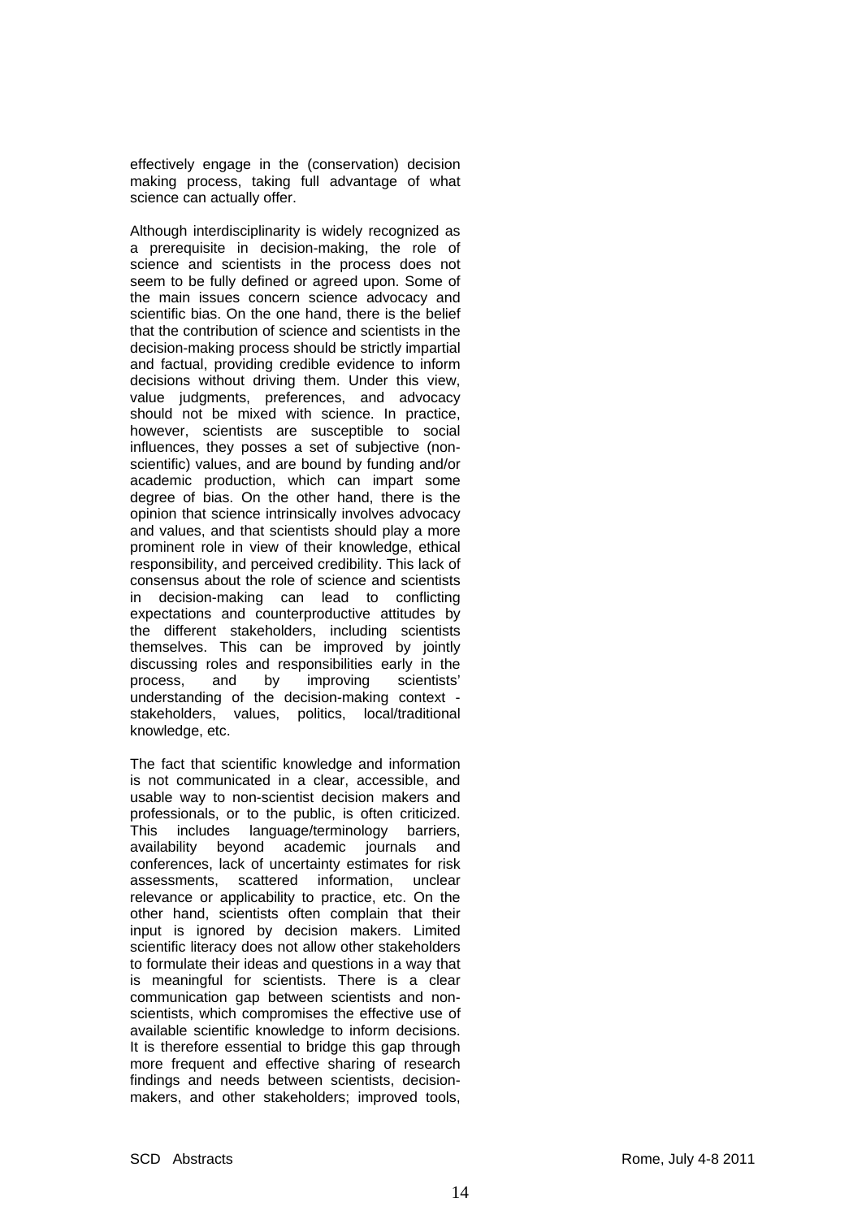effectively engage in the (conservation) decision making process, taking full advantage of what science can actually offer.

Although interdisciplinarity is widely recognized as a prerequisite in decision-making, the role of science and scientists in the process does not seem to be fully defined or agreed upon. Some of the main issues concern science advocacy and scientific bias. On the one hand, there is the belief that the contribution of science and scientists in the decision-making process should be strictly impartial and factual, providing credible evidence to inform decisions without driving them. Under this view, value judgments, preferences, and advocacy should not be mixed with science. In practice, however, scientists are susceptible to social influences, they posses a set of subjective (non-scientific) values, and are bound by funding and/or academic production, which can impart some degree of bias. On the other hand, there is the opinion that science intrinsically involves advocacy and values, and that scientists should play a more prominent role in view of their knowledge, ethical responsibility, and perceived credibility. This lack of consensus about the role of science and scientists in decision-making can lead to conflicting expectations and counterproductive attitudes by the different stakeholders, including scientists themselves. This can be improved by jointly discussing roles and responsibilities early in the process, and by improving scientists' understanding of the decision-making context - stakeholders, values, politics, local/traditional knowledge, etc.

The fact that scientific knowledge and information is not communicated in a clear, accessible, and usable way to non-scientist decision makers and professionals, or to the public, is often criticized. This includes language/terminology barriers, availability beyond academic journals and conferences, lack of uncertainty estimates for risk assessments, scattered information, unclear relevance or applicability to practice, etc. On the other hand, scientists often complain that their input is ignored by decision makers. Limited scientific literacy does not allow other stakeholders to formulate their ideas and questions in a way that is meaningful for scientists. There is a clear communication gap between scientists and non-scientists, which compromises the effective use of available scientific knowledge to inform decisions. It is therefore essential to bridge this gap through more frequent and effective sharing of research findings and needs between scientists, decision-makers, and other stakeholders; improved tools,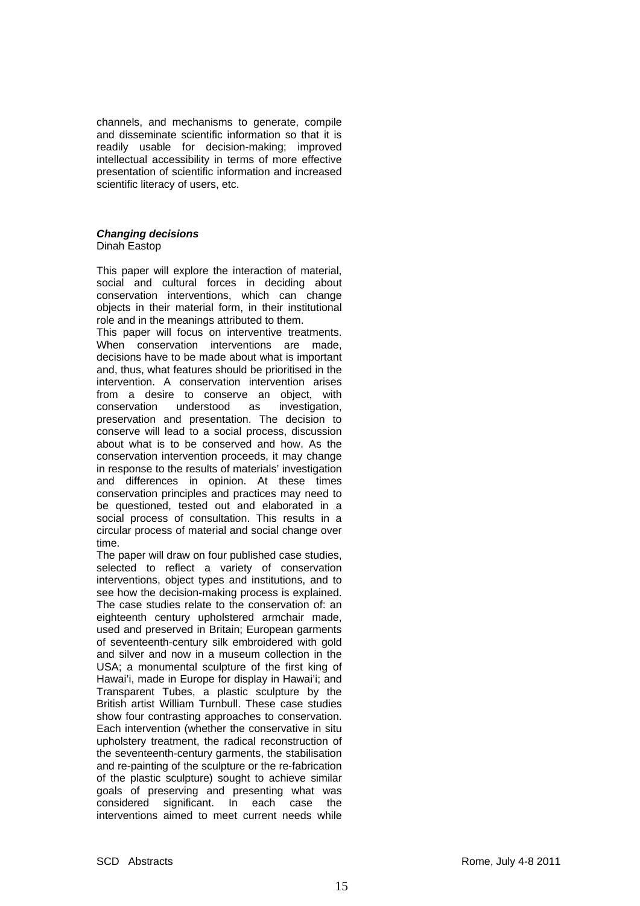channels, and mechanisms to generate, compile and disseminate scientific information so that it is readily usable for decision-making; improved intellectual accessibility in terms of more effective presentation of scientific information and increased scientific literacy of users, etc.

***Changing decisions***
Dinah Eastop

This paper will explore the interaction of material, social and cultural forces in deciding about conservation interventions, which can change objects in their material form, in their institutional role and in the meanings attributed to them.

This paper will focus on interventive treatments. When conservation interventions are made, decisions have to be made about what is important and, thus, what features should be prioritised in the intervention. A conservation intervention arises from a desire to conserve an object, with conservation understood as investigation, preservation and presentation. The decision to conserve will lead to a social process, discussion about what is to be conserved and how. As the conservation intervention proceeds, it may change in response to the results of materials' investigation and differences in opinion. At these times conservation principles and practices may need to be questioned, tested out and elaborated in a social process of consultation. This results in a circular process of material and social change over time.

The paper will draw on four published case studies, selected to reflect a variety of conservation interventions, object types and institutions, and to see how the decision-making process is explained. The case studies relate to the conservation of: an eighteenth century upholstered armchair made, used and preserved in Britain; European garments of seventeenth-century silk embroidered with gold and silver and now in a museum collection in the USA; a monumental sculpture of the first king of Hawai'i, made in Europe for display in Hawai'i; and Transparent Tubes, a plastic sculpture by the British artist William Turnbull. These case studies show four contrasting approaches to conservation. Each intervention (whether the conservative in situ upholstery treatment, the radical reconstruction of the seventeenth-century garments, the stabilisation and re-painting of the sculpture or the re-fabrication of the plastic sculpture) sought to achieve similar goals of preserving and presenting what was considered significant. In each case the interventions aimed to meet current needs while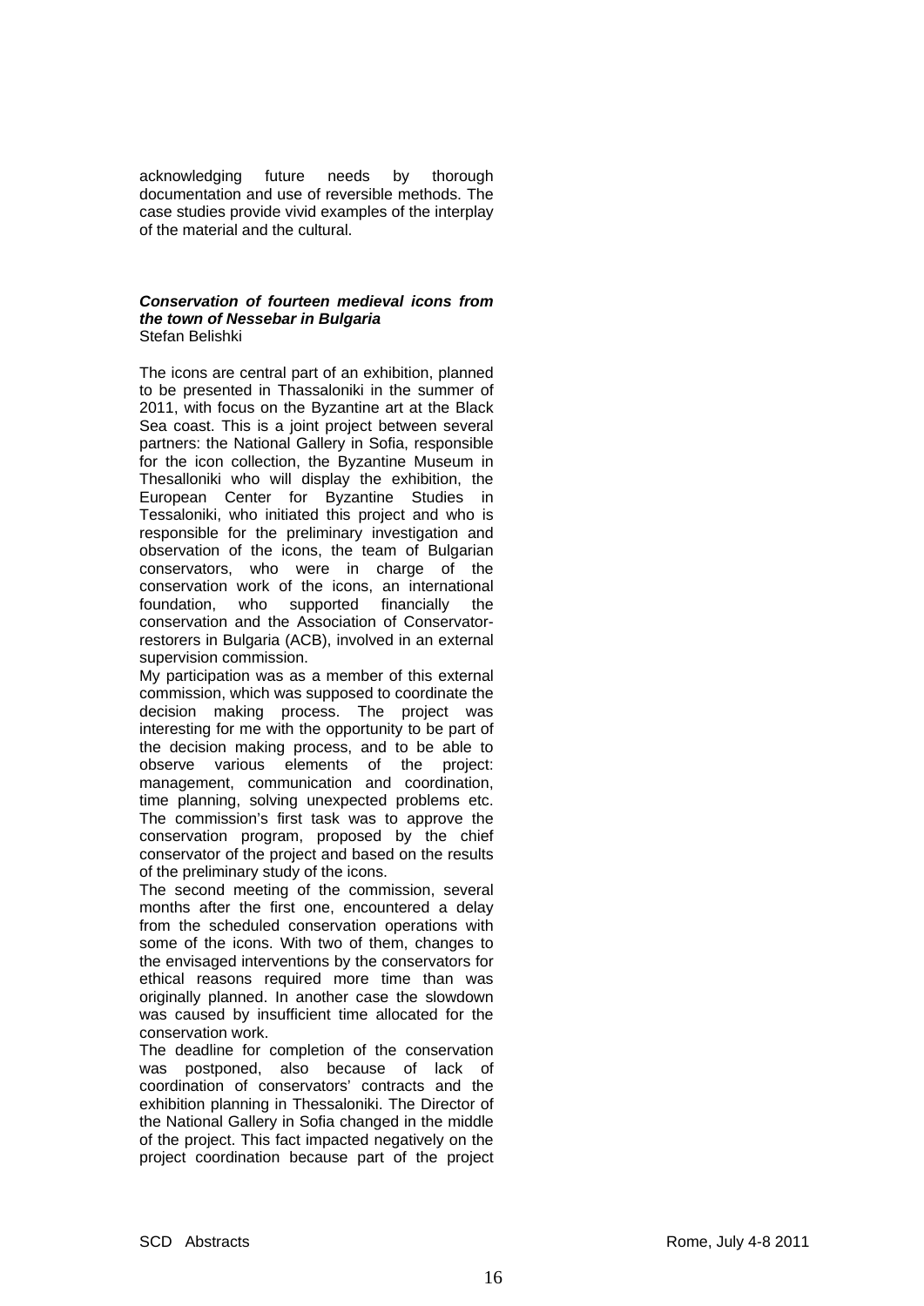acknowledging future needs by thorough documentation and use of reversible methods. The case studies provide vivid examples of the interplay of the material and the cultural.

***Conservation of fourteen medieval icons from the town of Nessebar in Bulgaria***
Stefan Belishki

The icons are central part of an exhibition, planned to be presented in Thassaloniki in the summer of 2011, with focus on the Byzantine art at the Black Sea coast. This is a joint project between several partners: the National Gallery in Sofia, responsible for the icon collection, the Byzantine Museum in Thesalloniki who will display the exhibition, the European Center for Byzantine Studies in Tessaloniki, who initiated this project and who is responsible for the preliminary investigation and observation of the icons, the team of Bulgarian conservators, who were in charge of the conservation work of the icons, an international foundation, who supported financially the conservation and the Association of Conservator-restorers in Bulgaria (ACB), involved in an external supervision commission.

My participation was as a member of this external commission, which was supposed to coordinate the decision making process. The project was interesting for me with the opportunity to be part of the decision making process, and to be able to observe various elements of the project: management, communication and coordination, time planning, solving unexpected problems etc. The commission's first task was to approve the conservation program, proposed by the chief conservator of the project and based on the results of the preliminary study of the icons.

The second meeting of the commission, several months after the first one, encountered a delay from the scheduled conservation operations with some of the icons. With two of them, changes to the envisaged interventions by the conservators for ethical reasons required more time than was originally planned. In another case the slowdown was caused by insufficient time allocated for the conservation work.

The deadline for completion of the conservation was postponed, also because of lack of coordination of conservators' contracts and the exhibition planning in Thessaloniki. The Director of the National Gallery in Sofia changed in the middle of the project. This fact impacted negatively on the project coordination because part of the project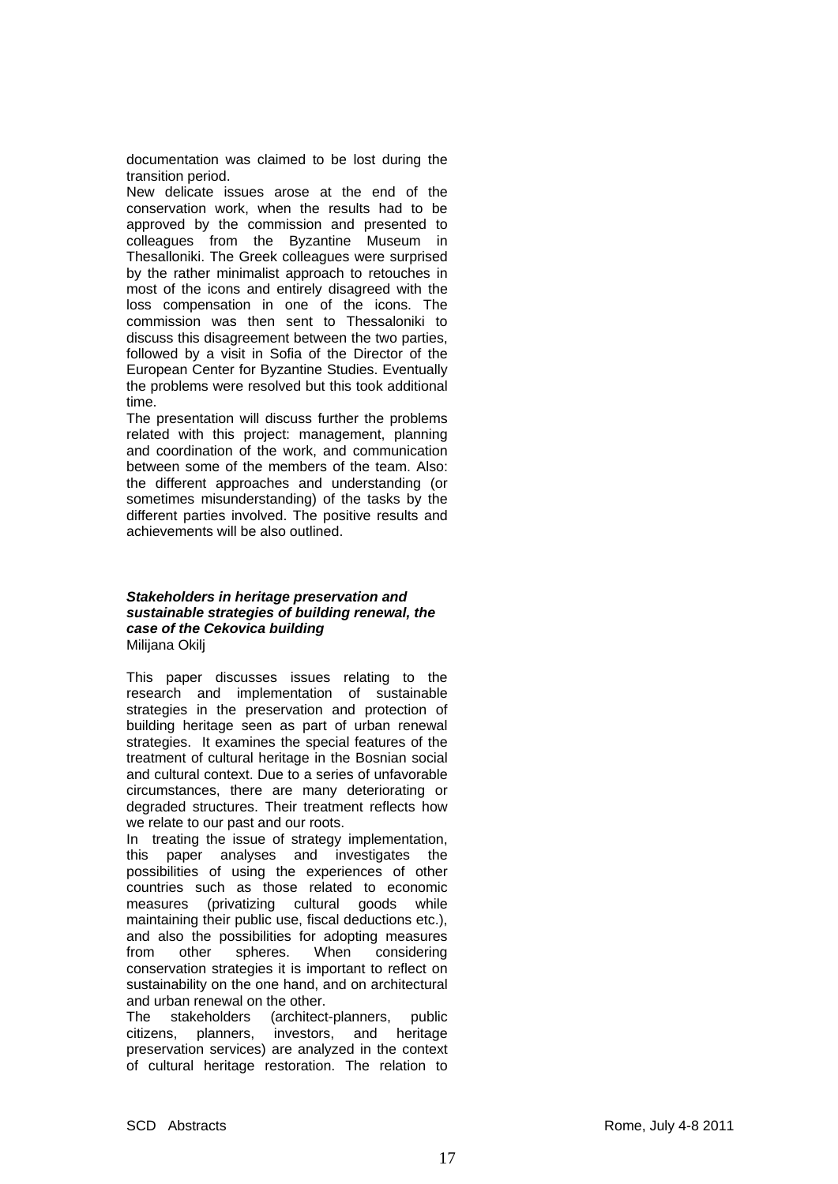documentation was claimed to be lost during the transition period.

New delicate issues arose at the end of the conservation work, when the results had to be approved by the commission and presented to colleagues from the Byzantine Museum in Thessalloniki. The Greek colleagues were surprised by the rather minimalist approach to retouches in most of the icons and entirely disagreed with the loss compensation in one of the icons. The commission was then sent to Thessaloniki to discuss this disagreement between the two parties, followed by a visit in Sofia of the Director of the European Center for Byzantine Studies. Eventually the problems were resolved but this took additional time.

The presentation will discuss further the problems related with this project: management, planning and coordination of the work, and communication between some of the members of the team. Also: the different approaches and understanding (or sometimes misunderstanding) of the tasks by the different parties involved. The positive results and achievements will be also outlined.

### *Stakeholders in heritage preservation and sustainable strategies of building renewal, the case of the Cekovica building*

Milijana Okilj

This paper discusses issues relating to the research and implementation of sustainable strategies in the preservation and protection of building heritage seen as part of urban renewal strategies. It examines the special features of the treatment of cultural heritage in the Bosnian social and cultural context. Due to a series of unfavorable circumstances, there are many deteriorating or degraded structures. Their treatment reflects how we relate to our past and our roots.

In treating the issue of strategy implementation, this paper analyses and investigates the possibilities of using the experiences of other countries such as those related to economic measures (privatizing cultural goods while maintaining their public use, fiscal deductions etc.), and also the possibilities for adopting measures from other spheres. When considering conservation strategies it is important to reflect on sustainability on the one hand, and on architectural and urban renewal on the other.

The stakeholders (architect-planners, public citizens, planners, investors, and heritage preservation services) are analyzed in the context of cultural heritage restoration. The relation to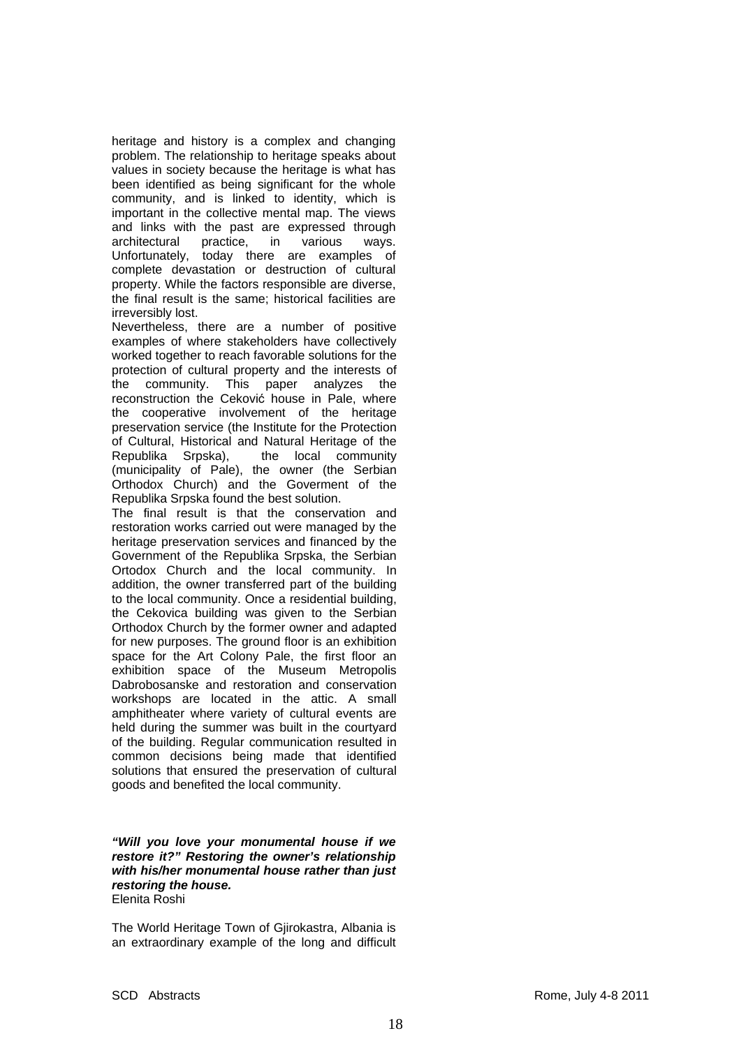heritage and history is a complex and changing problem. The relationship to heritage speaks about values in society because the heritage is what has been identified as being significant for the whole community, and is linked to identity, which is important in the collective mental map. The views and links with the past are expressed through architectural practice, in various ways. Unfortunately, today there are examples of complete devastation or destruction of cultural property. While the factors responsible are diverse, the final result is the same; historical facilities are irreversibly lost.

Nevertheless, there are a number of positive examples of where stakeholders have collectively worked together to reach favorable solutions for the protection of cultural property and the interests of the community. This paper analyzes the reconstruction the Ceković house in Pale, where the cooperative involvement of the heritage preservation service (the Institute for the Protection of Cultural, Historical and Natural Heritage of the Republika Srpska), the local community (municipality of Pale), the owner (the Serbian Orthodox Church) and the Goverment of the Republika Srpska found the best solution.

The final result is that the conservation and restoration works carried out were managed by the heritage preservation services and financed by the Government of the Republika Srpska, the Serbian Ortodox Church and the local community. In addition, the owner transferred part of the building to the local community. Once a residential building, the Cekovica building was given to the Serbian Orthodox Church by the former owner and adapted for new purposes. The ground floor is an exhibition space for the Art Colony Pale, the first floor an exhibition space of the Museum Metropolis Dabrobosanske and restoration and conservation workshops are located in the attic. A small amphitheater where variety of cultural events are held during the summer was built in the courtyard of the building. Regular communication resulted in common decisions being made that identified solutions that ensured the preservation of cultural goods and benefited the local community.

***"Will you love your monumental house if we restore it?" Restoring the owner's relationship with his/her monumental house rather than just restoring the house.***

Elenita Roshi

The World Heritage Town of Gjirokastra, Albania is an extraordinary example of the long and difficult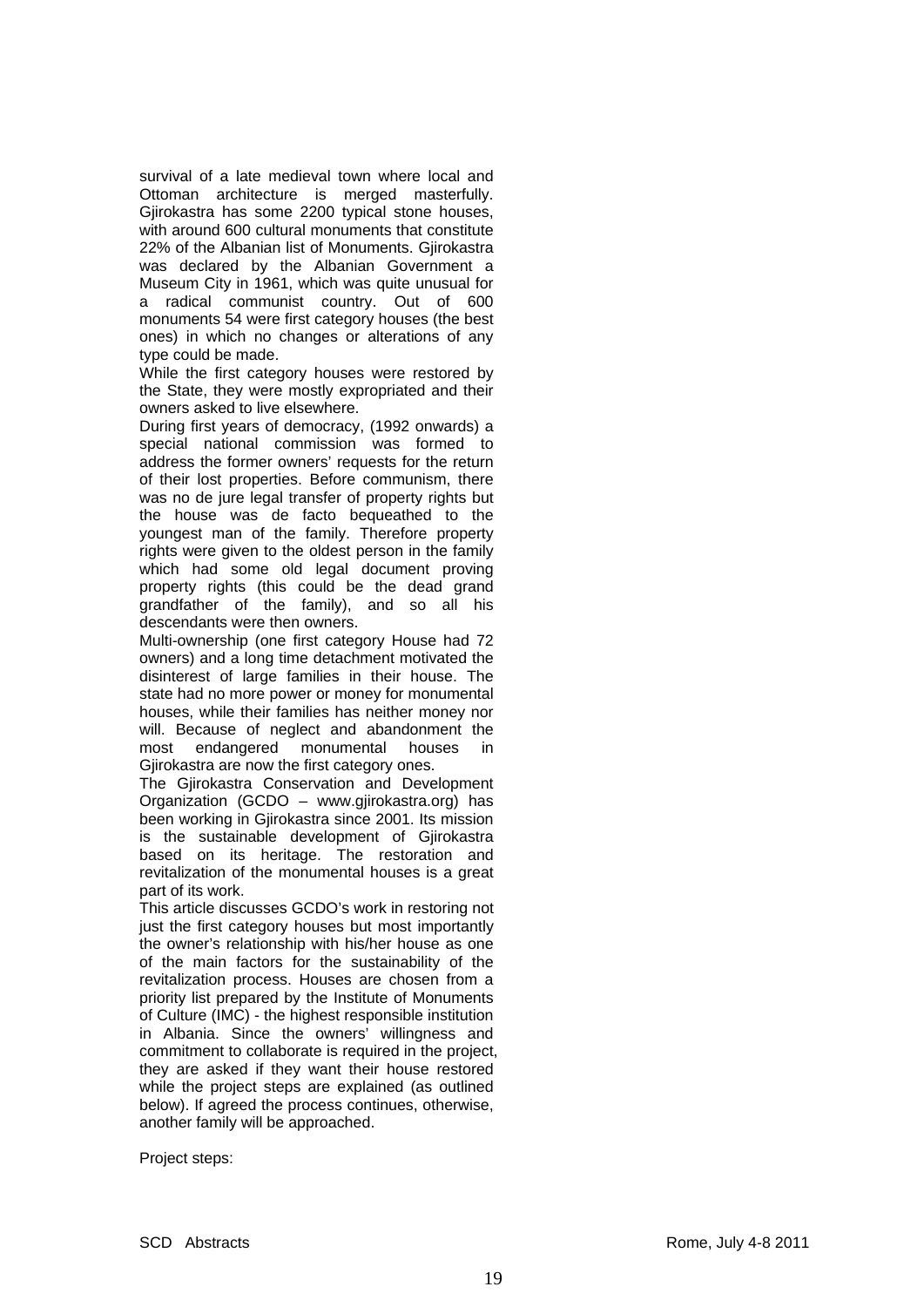survival of a late medieval town where local and Ottoman architecture is merged masterfully. Gjirokastra has some 2200 typical stone houses, with around 600 cultural monuments that constitute 22% of the Albanian list of Monuments. Gjirokastra was declared by the Albanian Government a Museum City in 1961, which was quite unusual for a radical communist country. Out of 600 monuments 54 were first category houses (the best ones) in which no changes or alterations of any type could be made.

While the first category houses were restored by the State, they were mostly expropriated and their owners asked to live elsewhere.

During first years of democracy, (1992 onwards) a special national commission was formed to address the former owners' requests for the return of their lost properties. Before communism, there was no de jure legal transfer of property rights but the house was de facto bequeathed to the youngest man of the family. Therefore property rights were given to the oldest person in the family which had some old legal document proving property rights (this could be the dead grand grandfather of the family), and so all his descendants were then owners.

Multi-ownership (one first category House had 72 owners) and a long time detachment motivated the disinterest of large families in their house. The state had no more power or money for monumental houses, while their families has neither money nor will. Because of neglect and abandonment the most endangered monumental houses in Gjirokastra are now the first category ones.

The Gjirokastra Conservation and Development Organization (GCDO – www.gjirokastra.org) has been working in Gjirokastra since 2001. Its mission is the sustainable development of Gjirokastra based on its heritage. The restoration and revitalization of the monumental houses is a great part of its work.

This article discusses GCDO's work in restoring not just the first category houses but most importantly the owner's relationship with his/her house as one of the main factors for the sustainability of the revitalization process. Houses are chosen from a priority list prepared by the Institute of Monuments of Culture (IMC) - the highest responsible institution in Albania. Since the owners' willingness and commitment to collaborate is required in the project, they are asked if they want their house restored while the project steps are explained (as outlined below). If agreed the process continues, otherwise, another family will be approached.

Project steps: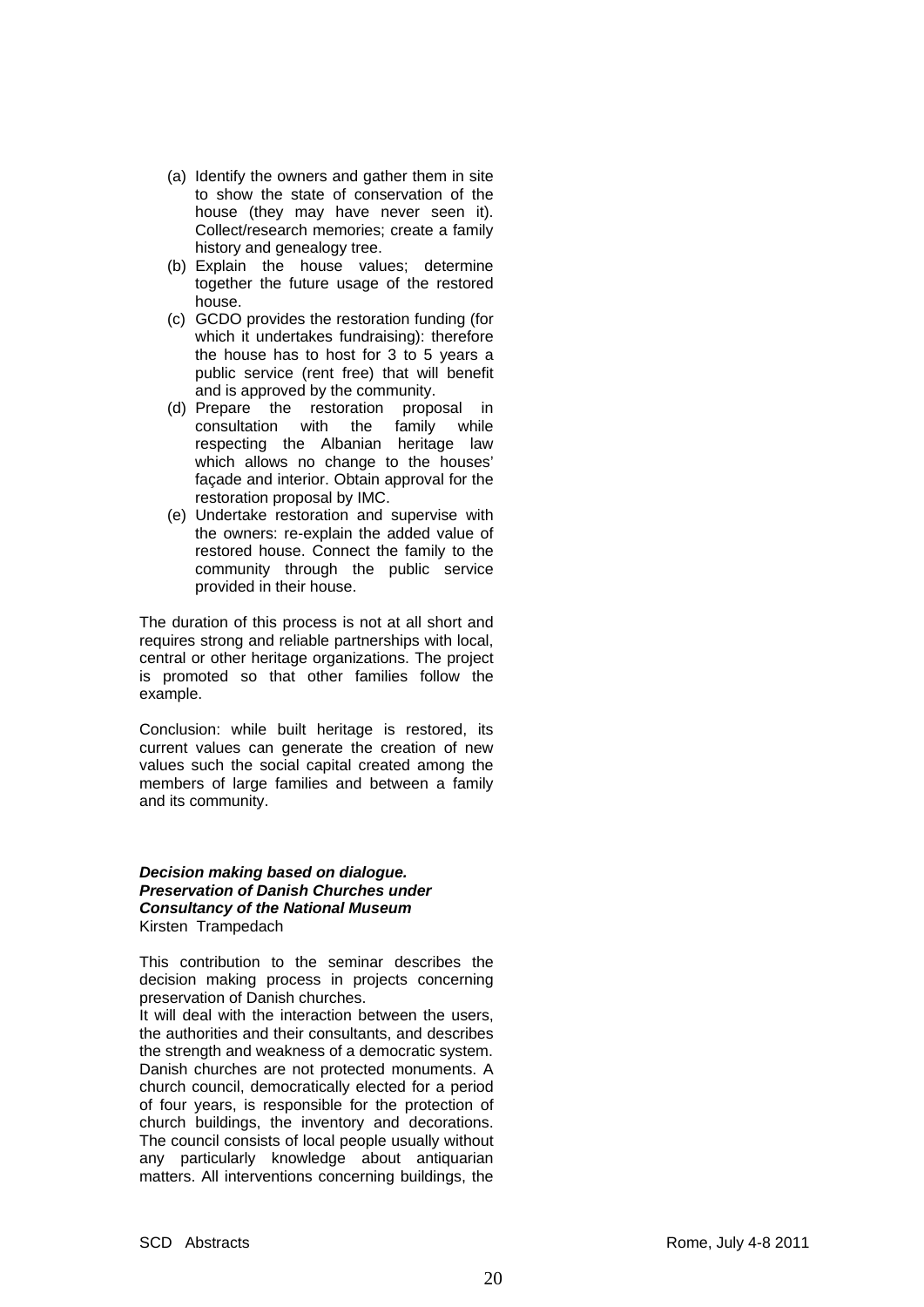(a) Identify the owners and gather them in site to show the state of conservation of the house (they may have never seen it). Collect/research memories; create a family history and genealogy tree.
(b) Explain the house values; determine together the future usage of the restored house.
(c) GCDO provides the restoration funding (for which it undertakes fundraising): therefore the house has to host for 3 to 5 years a public service (rent free) that will benefit and is approved by the community.
(d) Prepare the restoration proposal in consultation with the family while respecting the Albanian heritage law which allows no change to the houses' façade and interior. Obtain approval for the restoration proposal by IMC.
(e) Undertake restoration and supervise with the owners: re-explain the added value of restored house. Connect the family to the community through the public service provided in their house.

The duration of this process is not at all short and requires strong and reliable partnerships with local, central or other heritage organizations. The project is promoted so that other families follow the example.

Conclusion: while built heritage is restored, its current values can generate the creation of new values such the social capital created among the members of large families and between a family and its community.

***Decision making based on dialogue. Preservation of Danish Churches under Consultancy of the National Museum***
Kirsten Trampedach

This contribution to the seminar describes the decision making process in projects concerning preservation of Danish churches.
It will deal with the interaction between the users, the authorities and their consultants, and describes the strength and weakness of a democratic system. Danish churches are not protected monuments. A church council, democratically elected for a period of four years, is responsible for the protection of church buildings, the inventory and decorations. The council consists of local people usually without any particularly knowledge about antiquarian matters. All interventions concerning buildings, the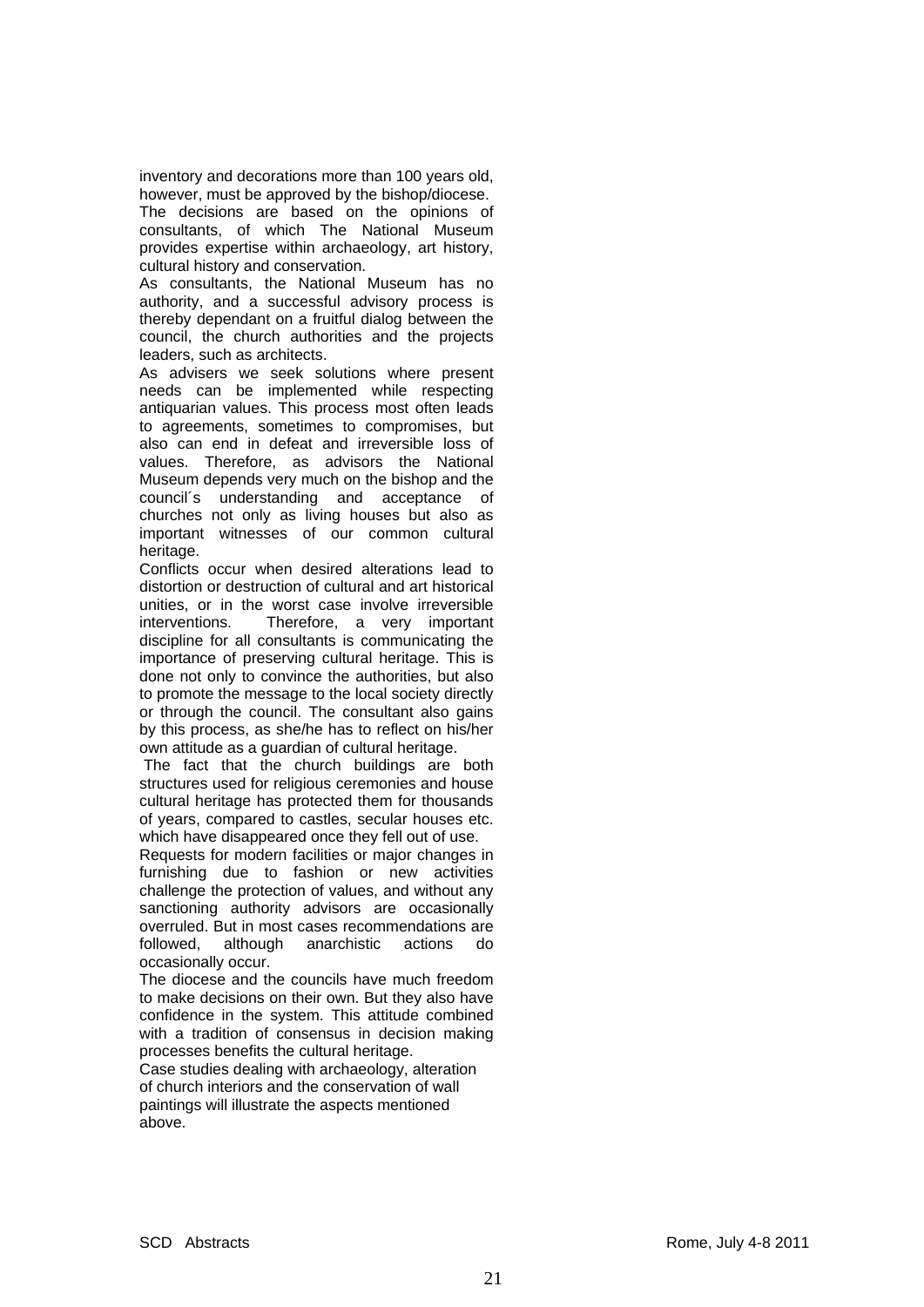inventory and decorations more than 100 years old, however, must be approved by the bishop/diocese. The decisions are based on the opinions of consultants, of which The National Museum provides expertise within archaeology, art history, cultural history and conservation.

As consultants, the National Museum has no authority, and a successful advisory process is thereby dependant on a fruitful dialog between the council, the church authorities and the projects leaders, such as architects.

As advisers we seek solutions where present needs can be implemented while respecting antiquarian values. This process most often leads to agreements, sometimes to compromises, but also can end in defeat and irreversible loss of values. Therefore, as advisors the National Museum depends very much on the bishop and the council´s understanding and acceptance of churches not only as living houses but also as important witnesses of our common cultural heritage.

Conflicts occur when desired alterations lead to distortion or destruction of cultural and art historical unities, or in the worst case involve irreversible interventions. Therefore, a very important discipline for all consultants is communicating the importance of preserving cultural heritage. This is done not only to convince the authorities, but also to promote the message to the local society directly or through the council. The consultant also gains by this process, as she/he has to reflect on his/her own attitude as a guardian of cultural heritage.

The fact that the church buildings are both structures used for religious ceremonies and house cultural heritage has protected them for thousands of years, compared to castles, secular houses etc. which have disappeared once they fell out of use.

Requests for modern facilities or major changes in furnishing due to fashion or new activities challenge the protection of values, and without any sanctioning authority advisors are occasionally overruled. But in most cases recommendations are followed, although anarchistic actions do occasionally occur.

The diocese and the councils have much freedom to make decisions on their own. But they also have confidence in the system. This attitude combined with a tradition of consensus in decision making processes benefits the cultural heritage.

Case studies dealing with archaeology, alteration of church interiors and the conservation of wall paintings will illustrate the aspects mentioned above.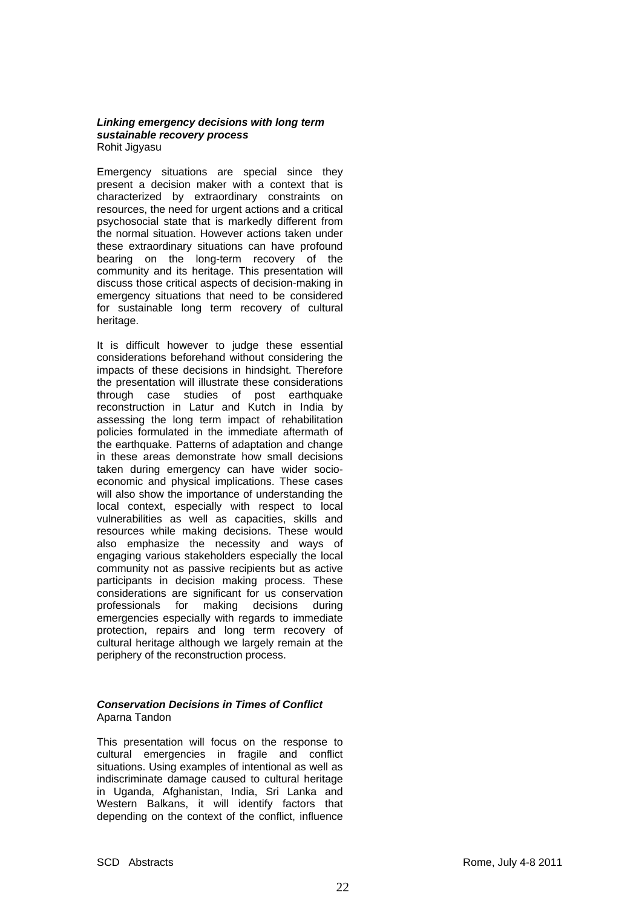### ***Linking emergency decisions with long term sustainable recovery process***

Rohit Jigyasu

Emergency situations are special since they present a decision maker with a context that is characterized by extraordinary constraints on resources, the need for urgent actions and a critical psychosocial state that is markedly different from the normal situation. However actions taken under these extraordinary situations can have profound bearing on the long-term recovery of the community and its heritage. This presentation will discuss those critical aspects of decision-making in emergency situations that need to be considered for sustainable long term recovery of cultural heritage.

It is difficult however to judge these essential considerations beforehand without considering the impacts of these decisions in hindsight. Therefore the presentation will illustrate these considerations through case studies of post earthquake reconstruction in Latur and Kutch in India by assessing the long term impact of rehabilitation policies formulated in the immediate aftermath of the earthquake. Patterns of adaptation and change in these areas demonstrate how small decisions taken during emergency can have wider socio-economic and physical implications. These cases will also show the importance of understanding the local context, especially with respect to local vulnerabilities as well as capacities, skills and resources while making decisions. These would also emphasize the necessity and ways of engaging various stakeholders especially the local community not as passive recipients but as active participants in decision making process. These considerations are significant for us conservation professionals for making decisions during emergencies especially with regards to immediate protection, repairs and long term recovery of cultural heritage although we largely remain at the periphery of the reconstruction process.

### ***Conservation Decisions in Times of Conflict***

Aparna Tandon

This presentation will focus on the response to cultural emergencies in fragile and conflict situations. Using examples of intentional as well as indiscriminate damage caused to cultural heritage in Uganda, Afghanistan, India, Sri Lanka and Western Balkans, it will identify factors that depending on the context of the conflict, influence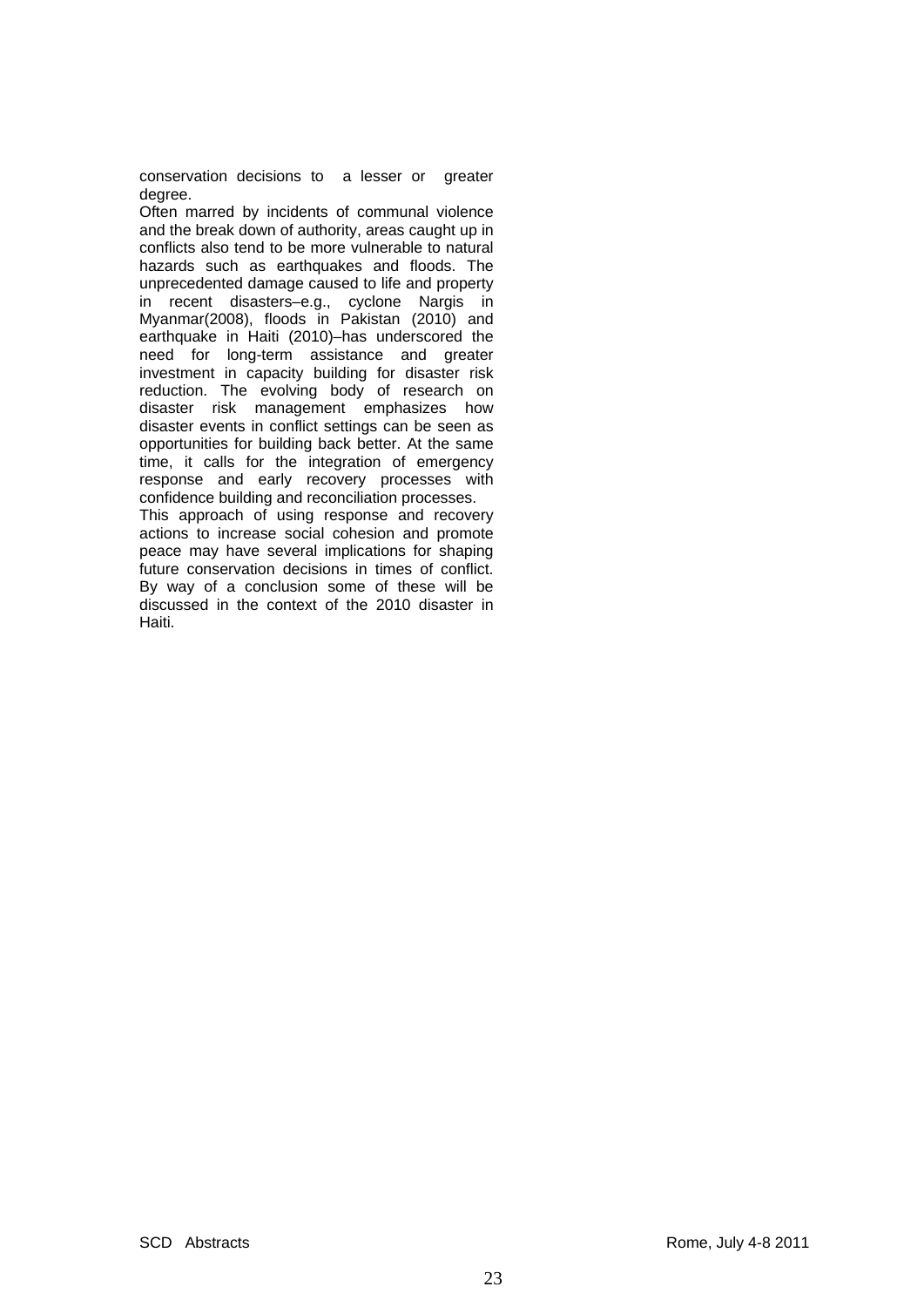conservation decisions to a lesser or greater degree.

Often marred by incidents of communal violence and the break down of authority, areas caught up in conflicts also tend to be more vulnerable to natural hazards such as earthquakes and floods. The unprecedented damage caused to life and property in recent disasters–e.g., cyclone Nargis in Myanmar(2008), floods in Pakistan (2010) and earthquake in Haiti (2010)–has underscored the need for long-term assistance and greater investment in capacity building for disaster risk reduction. The evolving body of research on disaster risk management emphasizes how disaster events in conflict settings can be seen as opportunities for building back better. At the same time, it calls for the integration of emergency response and early recovery processes with confidence building and reconciliation processes.

This approach of using response and recovery actions to increase social cohesion and promote peace may have several implications for shaping future conservation decisions in times of conflict. By way of a conclusion some of these will be discussed in the context of the 2010 disaster in Haiti.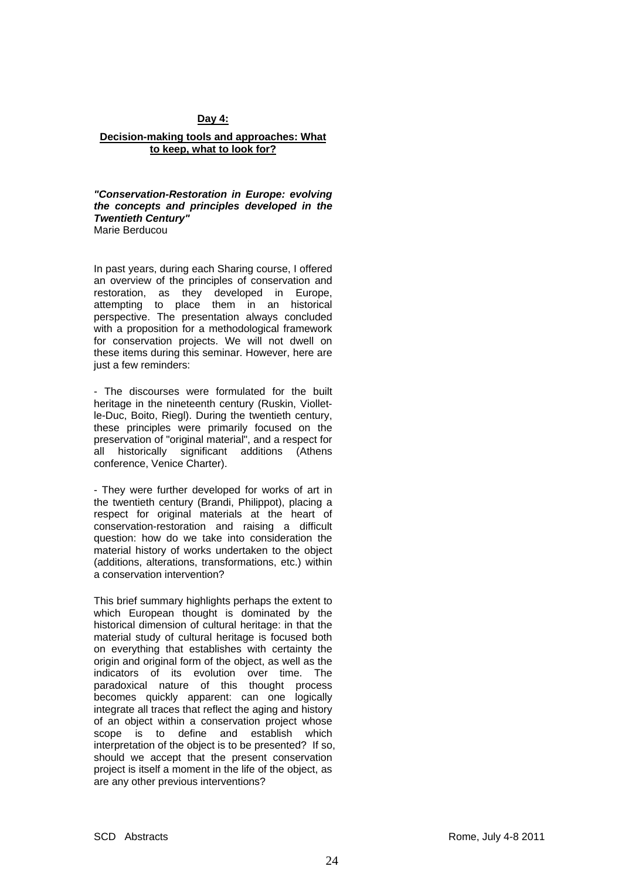## Day 4:

## Decision-making tools and approaches: What to keep, what to look for?

***"Conservation-Restoration in Europe: evolving the concepts and principles developed in the Twentieth Century"***
Marie Berducou

In past years, during each Sharing course, I offered an overview of the principles of conservation and restoration, as they developed in Europe, attempting to place them in an historical perspective. The presentation always concluded with a proposition for a methodological framework for conservation projects. We will not dwell on these items during this seminar. However, here are just a few reminders:

- The discourses were formulated for the built heritage in the nineteenth century (Ruskin, Viollet-le-Duc, Boito, Riegl). During the twentieth century, these principles were primarily focused on the preservation of "original material", and a respect for all historically significant additions (Athens conference, Venice Charter).

- They were further developed for works of art in the twentieth century (Brandi, Philippot), placing a respect for original materials at the heart of conservation-restoration and raising a difficult question: how do we take into consideration the material history of works undertaken to the object (additions, alterations, transformations, etc.) within a conservation intervention?

This brief summary highlights perhaps the extent to which European thought is dominated by the historical dimension of cultural heritage: in that the material study of cultural heritage is focused both on everything that establishes with certainty the origin and original form of the object, as well as the indicators of its evolution over time. The paradoxical nature of this thought process becomes quickly apparent: can one logically integrate all traces that reflect the aging and history of an object within a conservation project whose scope is to define and establish which interpretation of the object is to be presented? If so, should we accept that the present conservation project is itself a moment in the life of the object, as are any other previous interventions?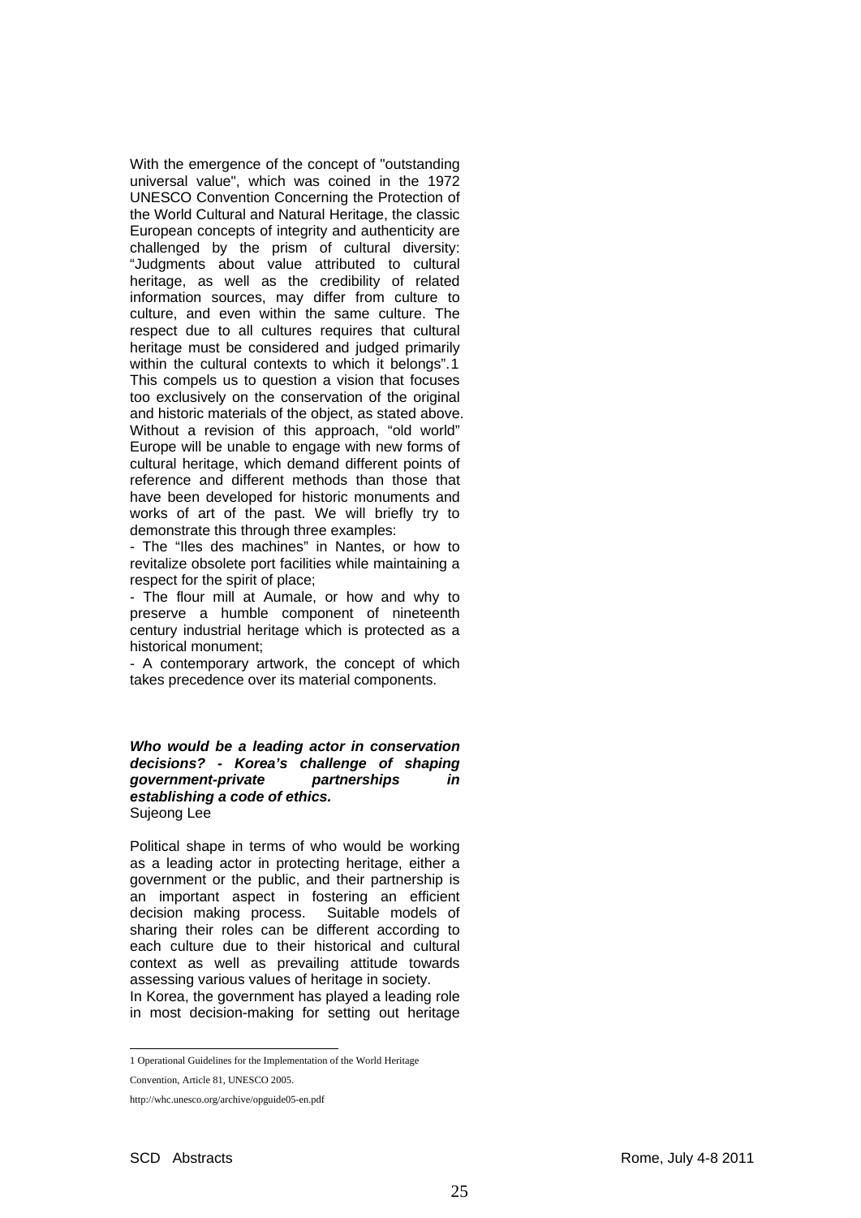With the emergence of the concept of "outstanding universal value", which was coined in the 1972 UNESCO Convention Concerning the Protection of the World Cultural and Natural Heritage, the classic European concepts of integrity and authenticity are challenged by the prism of cultural diversity: "Judgments about value attributed to cultural heritage, as well as the credibility of related information sources, may differ from culture to culture, and even within the same culture. The respect due to all cultures requires that cultural heritage must be considered and judged primarily within the cultural contexts to which it belongs".[1] This compels us to question a vision that focuses too exclusively on the conservation of the original and historic materials of the object, as stated above. Without a revision of this approach, "old world" Europe will be unable to engage with new forms of cultural heritage, which demand different points of reference and different methods than those that have been developed for historic monuments and works of art of the past. We will briefly try to demonstrate this through three examples:

- The "Iles des machines" in Nantes, or how to revitalize obsolete port facilities while maintaining a respect for the spirit of place;
- The flour mill at Aumale, or how and why to preserve a humble component of nineteenth century industrial heritage which is protected as a historical monument;
- A contemporary artwork, the concept of which takes precedence over its material components.

***Who would be a leading actor in conservation decisions? - Korea's challenge of shaping government-private partnerships in establishing a code of ethics.***
Sujeong Lee

Political shape in terms of who would be working as a leading actor in protecting heritage, either a government or the public, and their partnership is an important aspect in fostering an efficient decision making process. Suitable models of sharing their roles can be different according to each culture due to their historical and cultural context as well as prevailing attitude towards assessing various values of heritage in society.

In Korea, the government has played a leading role in most decision-making for setting out heritage

---

[1] Operational Guidelines for the Implementation of the World Heritage Convention, Article 81, UNESCO 2005.
http://whc.unesco.org/archive/opguide05-en.pdf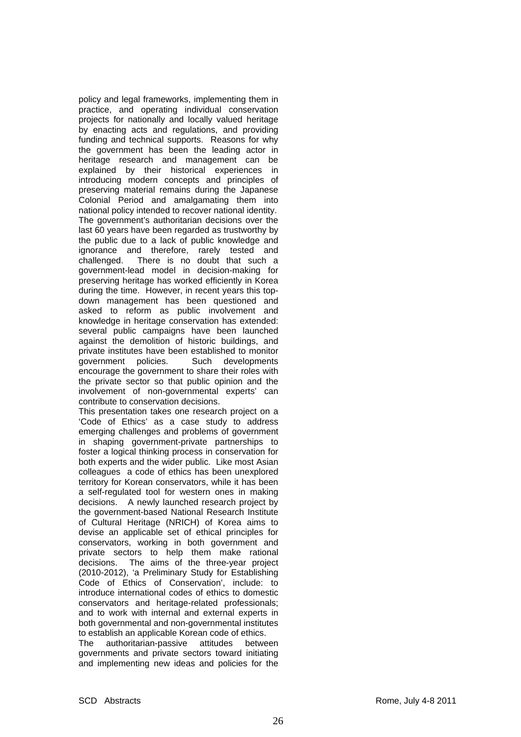policy and legal frameworks, implementing them in practice, and operating individual conservation projects for nationally and locally valued heritage by enacting acts and regulations, and providing funding and technical supports. Reasons for why the government has been the leading actor in heritage research and management can be explained by their historical experiences in introducing modern concepts and principles of preserving material remains during the Japanese Colonial Period and amalgamating them into national policy intended to recover national identity. The government's authoritarian decisions over the last 60 years have been regarded as trustworthy by the public due to a lack of public knowledge and ignorance and therefore, rarely tested and challenged. There is no doubt that such a government-lead model in decision-making for preserving heritage has worked efficiently in Korea during the time. However, in recent years this top-down management has been questioned and asked to reform as public involvement and knowledge in heritage conservation has extended: several public campaigns have been launched against the demolition of historic buildings, and private institutes have been established to monitor government policies. Such developments encourage the government to share their roles with the private sector so that public opinion and the involvement of non-governmental experts' can contribute to conservation decisions.

This presentation takes one research project on a 'Code of Ethics' as a case study to address emerging challenges and problems of government in shaping government-private partnerships to foster a logical thinking process in conservation for both experts and the wider public. Like most Asian colleagues a code of ethics has been unexplored territory for Korean conservators, while it has been a self-regulated tool for western ones in making decisions. A newly launched research project by the government-based National Research Institute of Cultural Heritage (NRICH) of Korea aims to devise an applicable set of ethical principles for conservators, working in both government and private sectors to help them make rational decisions. The aims of the three-year project (2010-2012), 'a Preliminary Study for Establishing Code of Ethics of Conservation', include: to introduce international codes of ethics to domestic conservators and heritage-related professionals; and to work with internal and external experts in both governmental and non-governmental institutes to establish an applicable Korean code of ethics.

The authoritarian-passive attitudes between governments and private sectors toward initiating and implementing new ideas and policies for the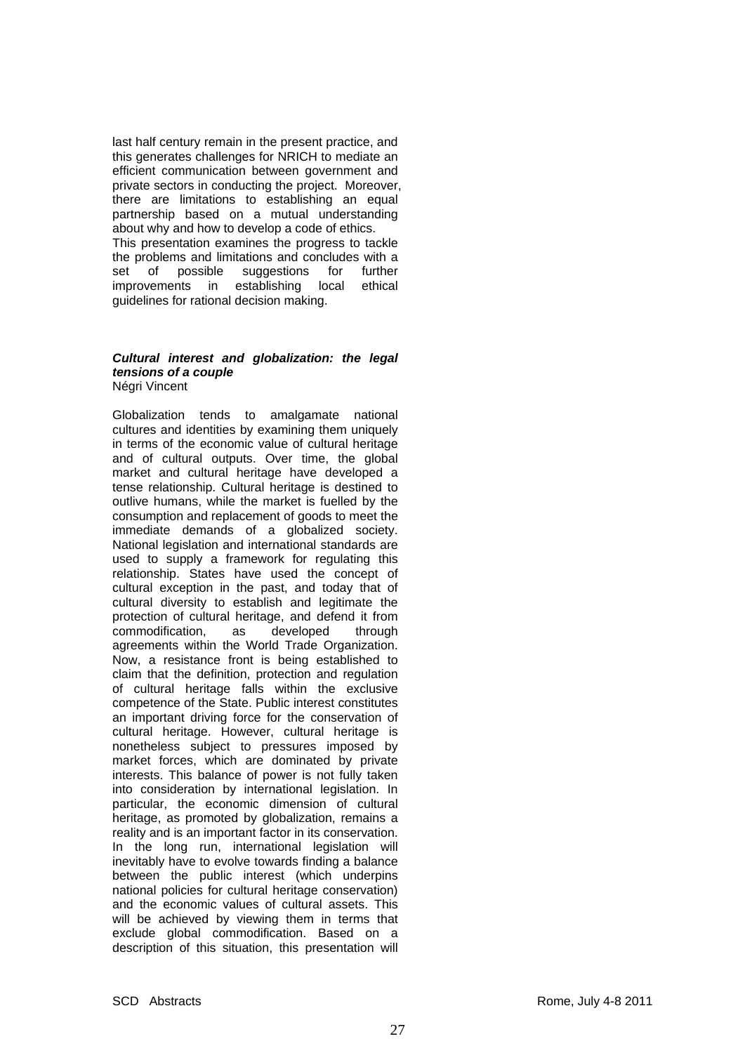last half century remain in the present practice, and this generates challenges for NRICH to mediate an efficient communication between government and private sectors in conducting the project. Moreover, there are limitations to establishing an equal partnership based on a mutual understanding about why and how to develop a code of ethics.
This presentation examines the progress to tackle the problems and limitations and concludes with a set of possible suggestions for further improvements in establishing local ethical guidelines for rational decision making.

***Cultural interest and globalization: the legal tensions of a couple***
Négri Vincent

Globalization tends to amalgamate national cultures and identities by examining them uniquely in terms of the economic value of cultural heritage and of cultural outputs. Over time, the global market and cultural heritage have developed a tense relationship. Cultural heritage is destined to outlive humans, while the market is fuelled by the consumption and replacement of goods to meet the immediate demands of a globalized society. National legislation and international standards are used to supply a framework for regulating this relationship. States have used the concept of cultural exception in the past, and today that of cultural diversity to establish and legitimate the protection of cultural heritage, and defend it from commodification, as developed through agreements within the World Trade Organization. Now, a resistance front is being established to claim that the definition, protection and regulation of cultural heritage falls within the exclusive competence of the State. Public interest constitutes an important driving force for the conservation of cultural heritage. However, cultural heritage is nonetheless subject to pressures imposed by market forces, which are dominated by private interests. This balance of power is not fully taken into consideration by international legislation. In particular, the economic dimension of cultural heritage, as promoted by globalization, remains a reality and is an important factor in its conservation. In the long run, international legislation will inevitably have to evolve towards finding a balance between the public interest (which underpins national policies for cultural heritage conservation) and the economic values of cultural assets. This will be achieved by viewing them in terms that exclude global commodification. Based on a description of this situation, this presentation will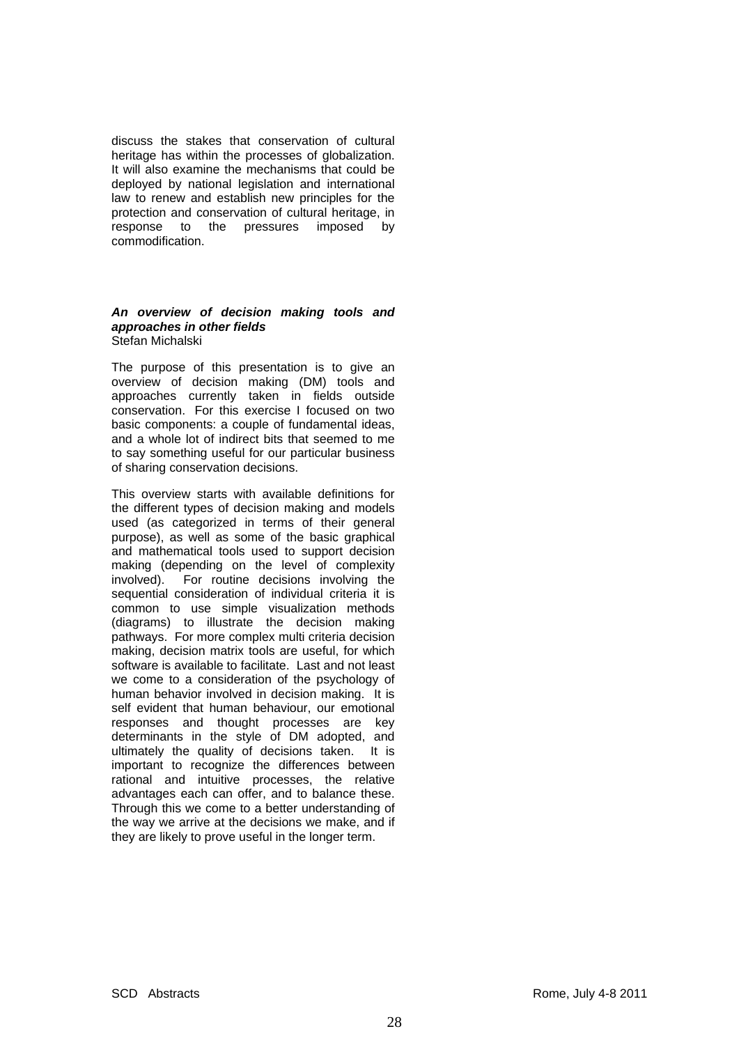discuss the stakes that conservation of cultural heritage has within the processes of globalization. It will also examine the mechanisms that could be deployed by national legislation and international law to renew and establish new principles for the protection and conservation of cultural heritage, in response to the pressures imposed by commodification.

### ***An overview of decision making tools and approaches in other fields***

Stefan Michalski

The purpose of this presentation is to give an overview of decision making (DM) tools and approaches currently taken in fields outside conservation. For this exercise I focused on two basic components: a couple of fundamental ideas, and a whole lot of indirect bits that seemed to me to say something useful for our particular business of sharing conservation decisions.

This overview starts with available definitions for the different types of decision making and models used (as categorized in terms of their general purpose), as well as some of the basic graphical and mathematical tools used to support decision making (depending on the level of complexity involved). For routine decisions involving the sequential consideration of individual criteria it is common to use simple visualization methods (diagrams) to illustrate the decision making pathways. For more complex multi criteria decision making, decision matrix tools are useful, for which software is available to facilitate. Last and not least we come to a consideration of the psychology of human behavior involved in decision making. It is self evident that human behaviour, our emotional responses and thought processes are key determinants in the style of DM adopted, and ultimately the quality of decisions taken. It is important to recognize the differences between rational and intuitive processes, the relative advantages each can offer, and to balance these. Through this we come to a better understanding of the way we arrive at the decisions we make, and if they are likely to prove useful in the longer term.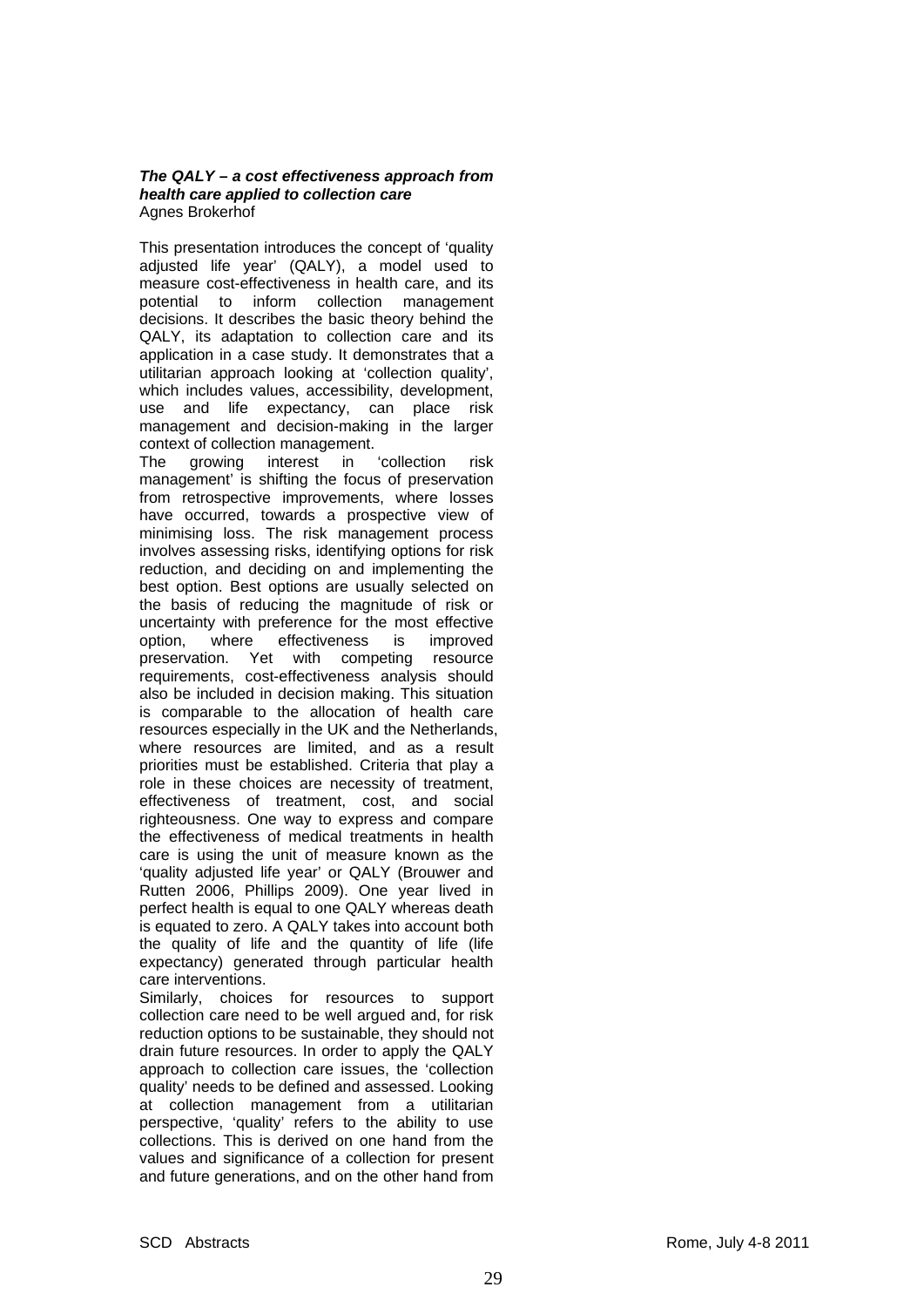***The QALY – a cost effectiveness approach from health care applied to collection care***
Agnes Brokerhof

This presentation introduces the concept of 'quality adjusted life year' (QALY), a model used to measure cost-effectiveness in health care, and its potential to inform collection management decisions. It describes the basic theory behind the QALY, its adaptation to collection care and its application in a case study. It demonstrates that a utilitarian approach looking at 'collection quality', which includes values, accessibility, development, use and life expectancy, can place risk management and decision-making in the larger context of collection management.

The growing interest in 'collection risk management' is shifting the focus of preservation from retrospective improvements, where losses have occurred, towards a prospective view of minimising loss. The risk management process involves assessing risks, identifying options for risk reduction, and deciding on and implementing the best option. Best options are usually selected on the basis of reducing the magnitude of risk or uncertainty with preference for the most effective option, where effectiveness is improved preservation. Yet with competing resource requirements, cost-effectiveness analysis should also be included in decision making. This situation is comparable to the allocation of health care resources especially in the UK and the Netherlands, where resources are limited, and as a result priorities must be established. Criteria that play a role in these choices are necessity of treatment, effectiveness of treatment, cost, and social righteousness. One way to express and compare the effectiveness of medical treatments in health care is using the unit of measure known as the 'quality adjusted life year' or QALY (Brouwer and Rutten 2006, Phillips 2009). One year lived in perfect health is equal to one QALY whereas death is equated to zero. A QALY takes into account both the quality of life and the quantity of life (life expectancy) generated through particular health care interventions.

Similarly, choices for resources to support collection care need to be well argued and, for risk reduction options to be sustainable, they should not drain future resources. In order to apply the QALY approach to collection care issues, the 'collection quality' needs to be defined and assessed. Looking at collection management from a utilitarian perspective, 'quality' refers to the ability to use collections. This is derived on one hand from the values and significance of a collection for present and future generations, and on the other hand from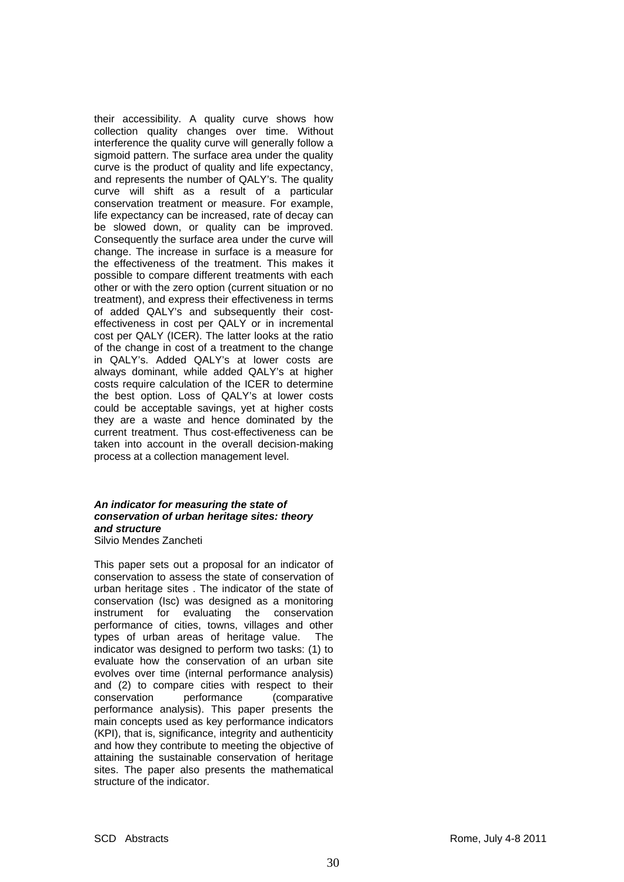their accessibility. A quality curve shows how collection quality changes over time. Without interference the quality curve will generally follow a sigmoid pattern. The surface area under the quality curve is the product of quality and life expectancy, and represents the number of QALY's. The quality curve will shift as a result of a particular conservation treatment or measure. For example, life expectancy can be increased, rate of decay can be slowed down, or quality can be improved. Consequently the surface area under the curve will change. The increase in surface is a measure for the effectiveness of the treatment. This makes it possible to compare different treatments with each other or with the zero option (current situation or no treatment), and express their effectiveness in terms of added QALY's and subsequently their cost-effectiveness in cost per QALY or in incremental cost per QALY (ICER). The latter looks at the ratio of the change in cost of a treatment to the change in QALY's. Added QALY's at lower costs are always dominant, while added QALY's at higher costs require calculation of the ICER to determine the best option. Loss of QALY's at lower costs could be acceptable savings, yet at higher costs they are a waste and hence dominated by the current treatment. Thus cost-effectiveness can be taken into account in the overall decision-making process at a collection management level.

### *An indicator for measuring the state of conservation of urban heritage sites: theory and structure*

Silvio Mendes Zancheti

This paper sets out a proposal for an indicator of conservation to assess the state of conservation of urban heritage sites . The indicator of the state of conservation (Isc) was designed as a monitoring instrument for evaluating the conservation performance of cities, towns, villages and other types of urban areas of heritage value. The indicator was designed to perform two tasks: (1) to evaluate how the conservation of an urban site evolves over time (internal performance analysis) and (2) to compare cities with respect to their conservation performance (comparative performance analysis). This paper presents the main concepts used as key performance indicators (KPI), that is, significance, integrity and authenticity and how they contribute to meeting the objective of attaining the sustainable conservation of heritage sites. The paper also presents the mathematical structure of the indicator.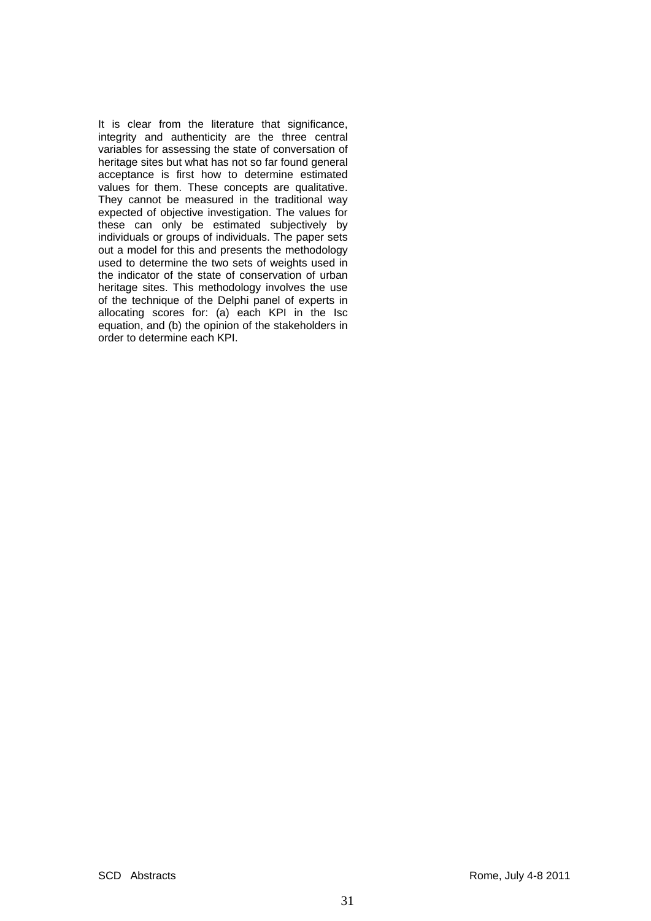It is clear from the literature that significance, integrity and authenticity are the three central variables for assessing the state of conversation of heritage sites but what has not so far found general acceptance is first how to determine estimated values for them. These concepts are qualitative. They cannot be measured in the traditional way expected of objective investigation. The values for these can only be estimated subjectively by individuals or groups of individuals. The paper sets out a model for this and presents the methodology used to determine the two sets of weights used in the indicator of the state of conservation of urban heritage sites. This methodology involves the use of the technique of the Delphi panel of experts in allocating scores for: (a) each KPI in the Isc equation, and (b) the opinion of the stakeholders in order to determine each KPI.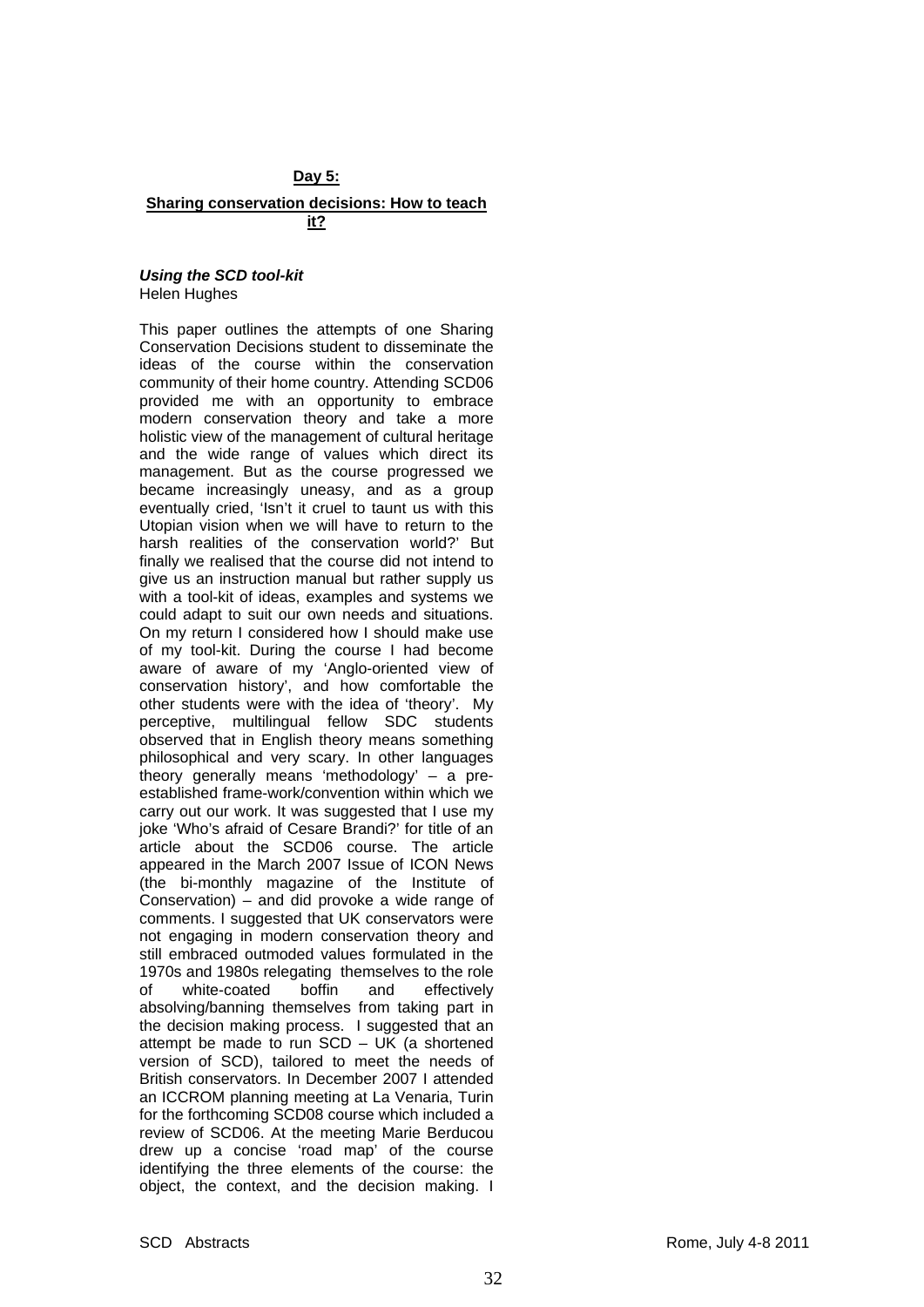## Day 5:

## Sharing conservation decisions: How to teach it?

### *Using the SCD tool-kit*

Helen Hughes

This paper outlines the attempts of one Sharing Conservation Decisions student to disseminate the ideas of the course within the conservation community of their home country. Attending SCD06 provided me with an opportunity to embrace modern conservation theory and take a more holistic view of the management of cultural heritage and the wide range of values which direct its management. But as the course progressed we became increasingly uneasy, and as a group eventually cried, 'Isn't it cruel to taunt us with this Utopian vision when we will have to return to the harsh realities of the conservation world?' But finally we realised that the course did not intend to give us an instruction manual but rather supply us with a tool-kit of ideas, examples and systems we could adapt to suit our own needs and situations. On my return I considered how I should make use of my tool-kit. During the course I had become aware of aware of my 'Anglo-oriented view of conservation history', and how comfortable the other students were with the idea of 'theory'. My perceptive, multilingual fellow SDC students observed that in English theory means something philosophical and very scary. In other languages theory generally means 'methodology' – a pre-established frame-work/convention within which we carry out our work. It was suggested that I use my joke 'Who's afraid of Cesare Brandi?' for title of an article about the SCD06 course. The article appeared in the March 2007 Issue of ICON News (the bi-monthly magazine of the Institute of Conservation) – and did provoke a wide range of comments. I suggested that UK conservators were not engaging in modern conservation theory and still embraced outmoded values formulated in the 1970s and 1980s relegating themselves to the role of white-coated boffin and effectively absolving/banning themselves from taking part in the decision making process. I suggested that an attempt be made to run SCD – UK (a shortened version of SCD), tailored to meet the needs of British conservators. In December 2007 I attended an ICCROM planning meeting at La Venaria, Turin for the forthcoming SCD08 course which included a review of SCD06. At the meeting Marie Berducou drew up a concise 'road map' of the course identifying the three elements of the course: the object, the context, and the decision making. I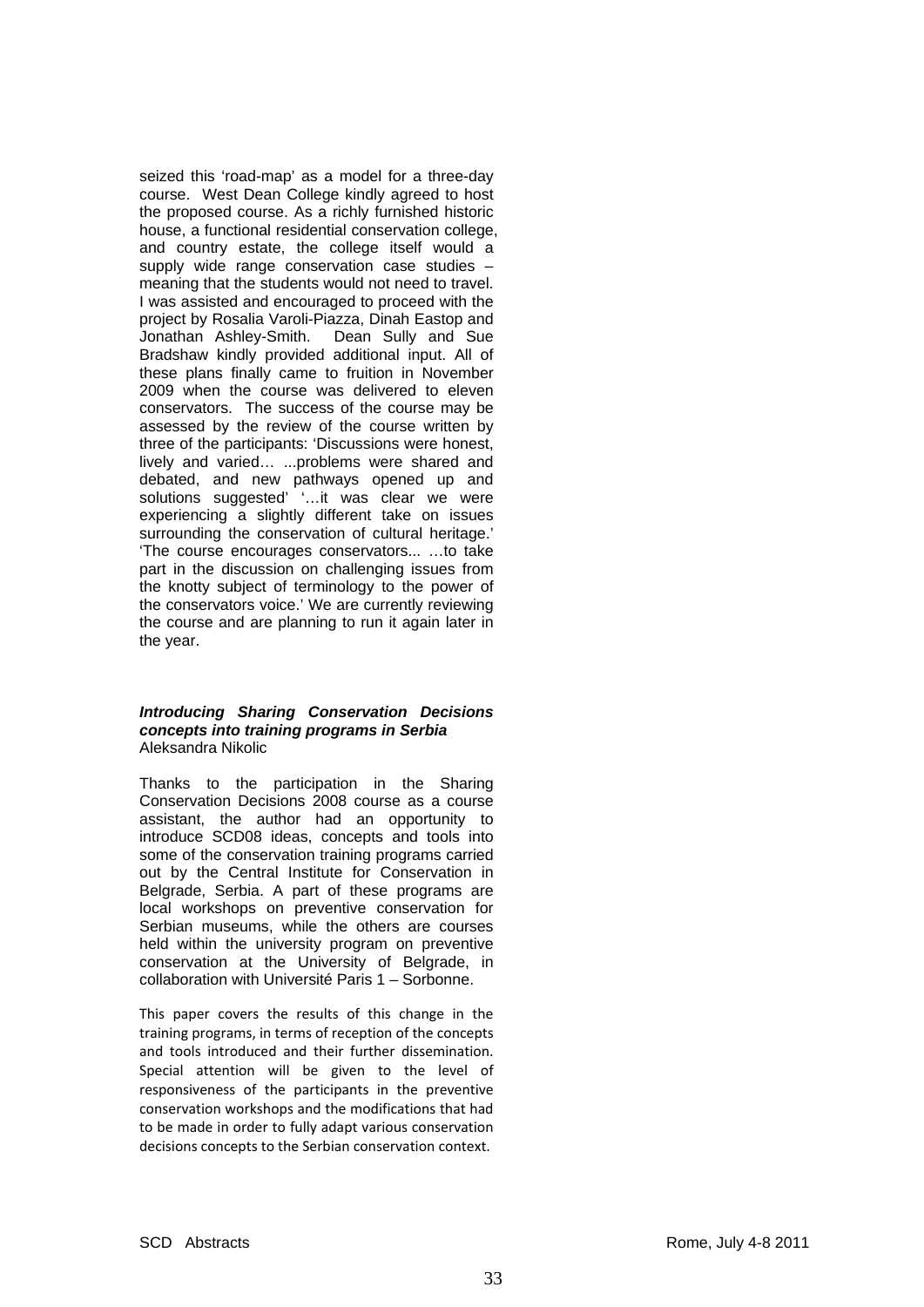seized this 'road-map' as a model for a three-day course. West Dean College kindly agreed to host the proposed course. As a richly furnished historic house, a functional residential conservation college, and country estate, the college itself would a supply wide range conservation case studies – meaning that the students would not need to travel. I was assisted and encouraged to proceed with the project by Rosalia Varoli-Piazza, Dinah Eastop and Jonathan Ashley-Smith. Dean Sully and Sue Bradshaw kindly provided additional input. All of these plans finally came to fruition in November 2009 when the course was delivered to eleven conservators. The success of the course may be assessed by the review of the course written by three of the participants: 'Discussions were honest, lively and varied… ...problems were shared and debated, and new pathways opened up and solutions suggested' '…it was clear we were experiencing a slightly different take on issues surrounding the conservation of cultural heritage.' 'The course encourages conservators... …to take part in the discussion on challenging issues from the knotty subject of terminology to the power of the conservators voice.' We are currently reviewing the course and are planning to run it again later in the year.

***Introducing Sharing Conservation Decisions concepts into training programs in Serbia***
Aleksandra Nikolic

Thanks to the participation in the Sharing Conservation Decisions 2008 course as a course assistant, the author had an opportunity to introduce SCD08 ideas, concepts and tools into some of the conservation training programs carried out by the Central Institute for Conservation in Belgrade, Serbia. A part of these programs are local workshops on preventive conservation for Serbian museums, while the others are courses held within the university program on preventive conservation at the University of Belgrade, in collaboration with Université Paris 1 – Sorbonne.

This paper covers the results of this change in the training programs, in terms of reception of the concepts and tools introduced and their further dissemination. Special attention will be given to the level of responsiveness of the participants in the preventive conservation workshops and the modifications that had to be made in order to fully adapt various conservation decisions concepts to the Serbian conservation context.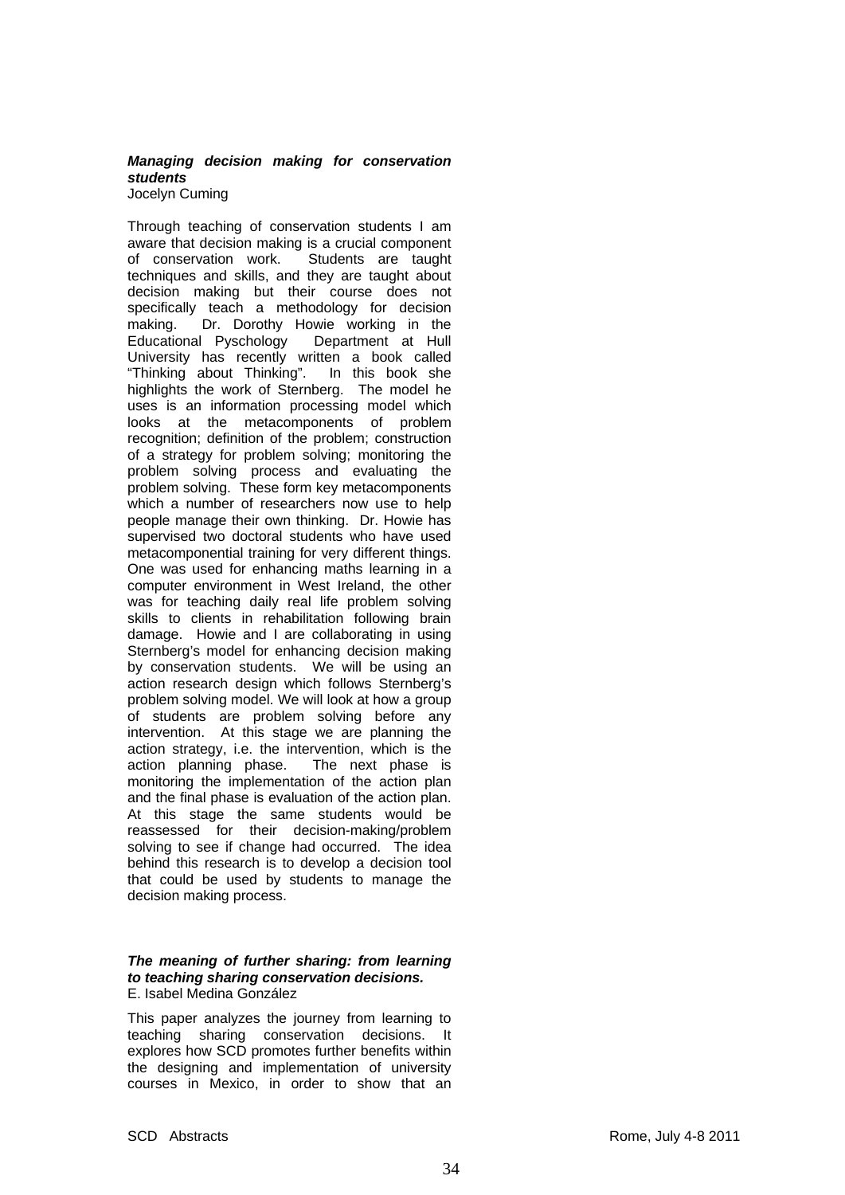***Managing decision making for conservation students***
Jocelyn Cuming

Through teaching of conservation students I am aware that decision making is a crucial component of conservation work. Students are taught techniques and skills, and they are taught about decision making but their course does not specifically teach a methodology for decision making. Dr. Dorothy Howie working in the Educational Pyschology Department at Hull University has recently written a book called "Thinking about Thinking". In this book she highlights the work of Sternberg. The model he uses is an information processing model which looks at the metacomponents of problem recognition; definition of the problem; construction of a strategy for problem solving; monitoring the problem solving process and evaluating the problem solving. These form key metacomponents which a number of researchers now use to help people manage their own thinking. Dr. Howie has supervised two doctoral students who have used metacomponential training for very different things. One was used for enhancing maths learning in a computer environment in West Ireland, the other was for teaching daily real life problem solving skills to clients in rehabilitation following brain damage. Howie and I are collaborating in using Sternberg's model for enhancing decision making by conservation students. We will be using an action research design which follows Sternberg's problem solving model. We will look at how a group of students are problem solving before any intervention. At this stage we are planning the action strategy, i.e. the intervention, which is the action planning phase. The next phase is monitoring the implementation of the action plan and the final phase is evaluation of the action plan. At this stage the same students would be reassessed for their decision-making/problem solving to see if change had occurred. The idea behind this research is to develop a decision tool that could be used by students to manage the decision making process.

***The meaning of further sharing: from learning to teaching sharing conservation decisions.***
E. Isabel Medina González

This paper analyzes the journey from learning to teaching sharing conservation decisions. It explores how SCD promotes further benefits within the designing and implementation of university courses in Mexico, in order to show that an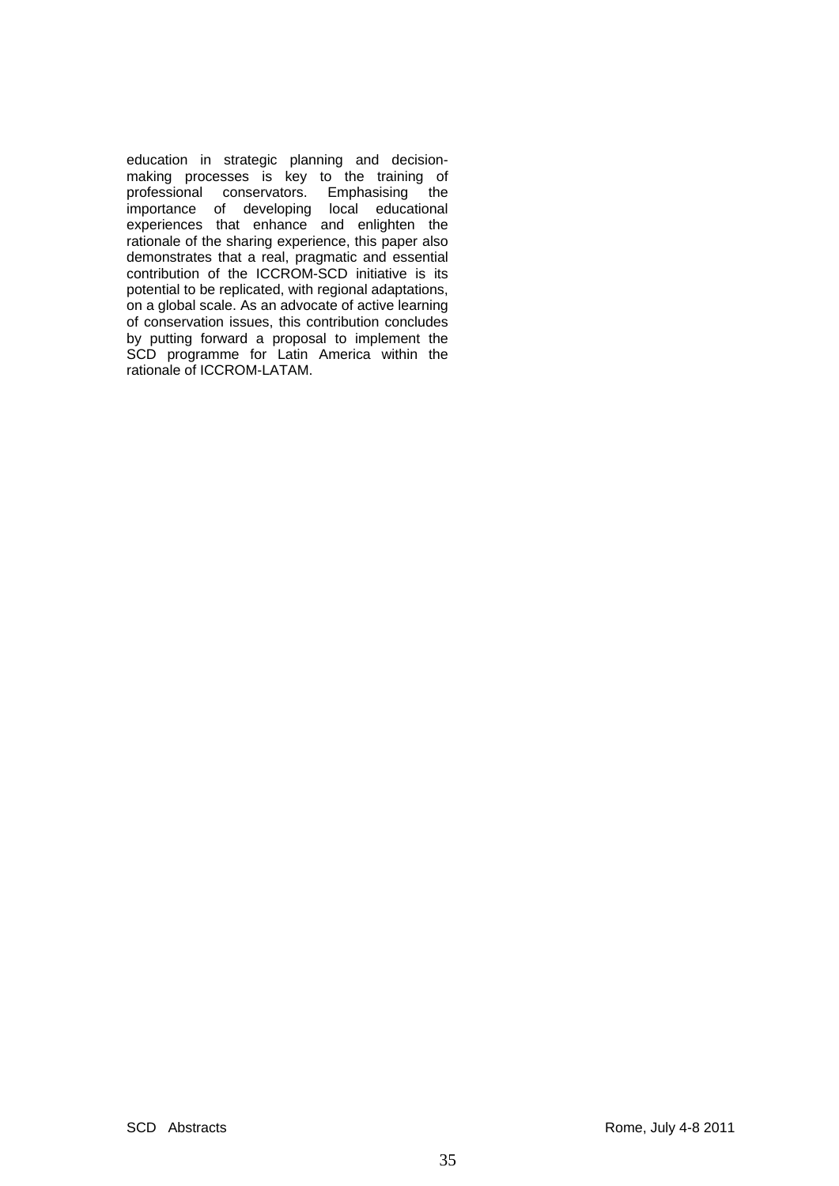education in strategic planning and decision-making processes is key to the training of professional conservators. Emphasising the importance of developing local educational experiences that enhance and enlighten the rationale of the sharing experience, this paper also demonstrates that a real, pragmatic and essential contribution of the ICCROM-SCD initiative is its potential to be replicated, with regional adaptations, on a global scale. As an advocate of active learning of conservation issues, this contribution concludes by putting forward a proposal to implement the SCD programme for Latin America within the rationale of ICCROM-LATAM.